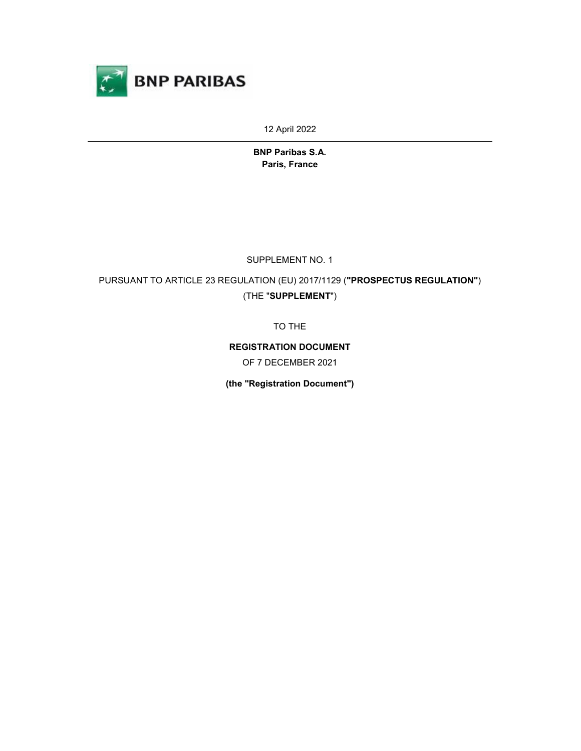BNP PARIBAS

12 April 2022

---

**BNP Paribas S.A.**
**Paris, France**

SUPPLEMENT NO. 1

PURSUANT TO ARTICLE 23 REGULATION (EU) 2017/1129 (**"PROSPECTUS REGULATION"**) (THE "**SUPPLEMENT**")

TO THE

**REGISTRATION DOCUMENT**

OF 7 DECEMBER 2021

**(the "Registration Document")**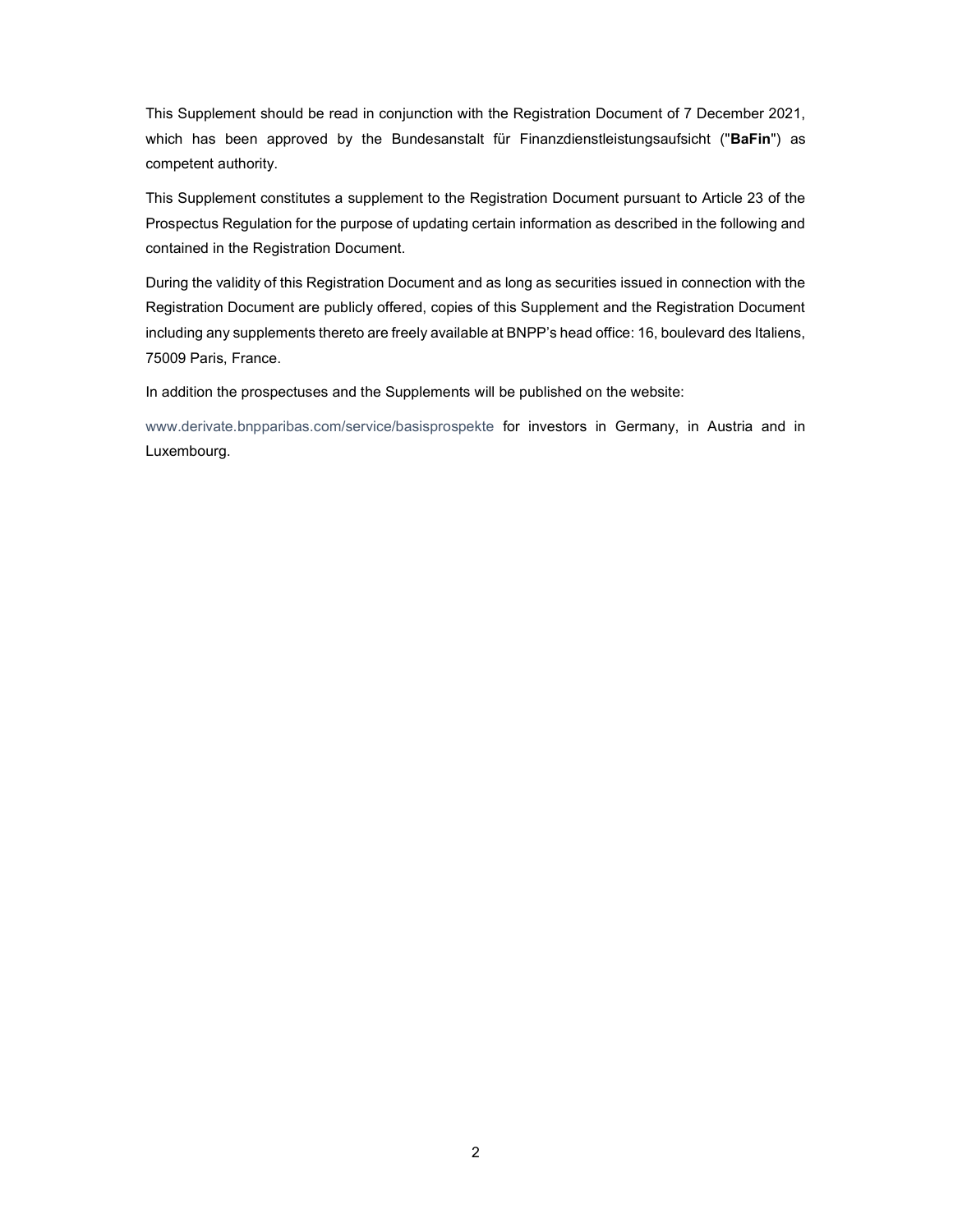This Supplement should be read in conjunction with the Registration Document of 7 December 2021, which has been approved by the Bundesanstalt für Finanzdienstleistungsaufsicht ("**BaFin**") as competent authority.

This Supplement constitutes a supplement to the Registration Document pursuant to Article 23 of the Prospectus Regulation for the purpose of updating certain information as described in the following and contained in the Registration Document.

During the validity of this Registration Document and as long as securities issued in connection with the Registration Document are publicly offered, copies of this Supplement and the Registration Document including any supplements thereto are freely available at BNPP's head office: 16, boulevard des Italiens, 75009 Paris, France.

In addition the prospectuses and the Supplements will be published on the website:

www.derivate.bnpparibas.com/service/basisprospekte for investors in Germany, in Austria and in Luxembourg.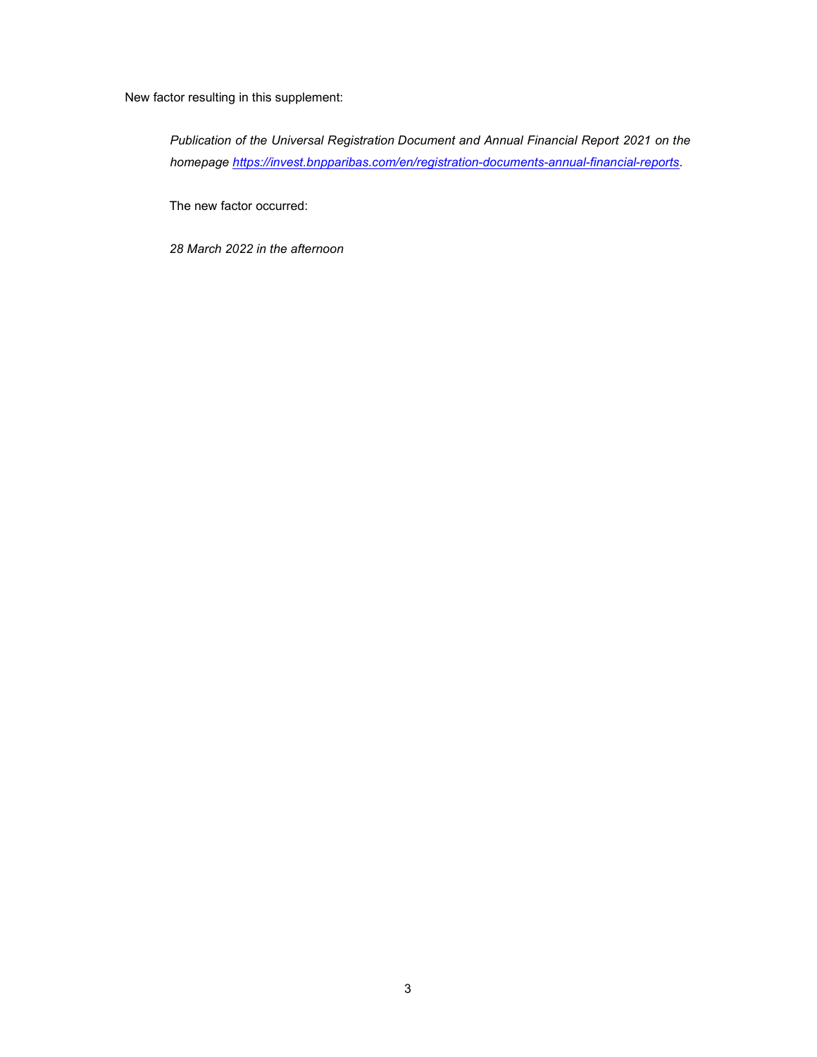New factor resulting in this supplement:

*Publication of the Universal Registration Document and Annual Financial Report 2021 on the homepage [https://invest.bnpparibas.com/en/registration-documents-annual-financial-reports](https://invest.bnpparibas.com/en/registration-documents-annual-financial-reports).*

The new factor occurred:

*28 March 2022 in the afternoon*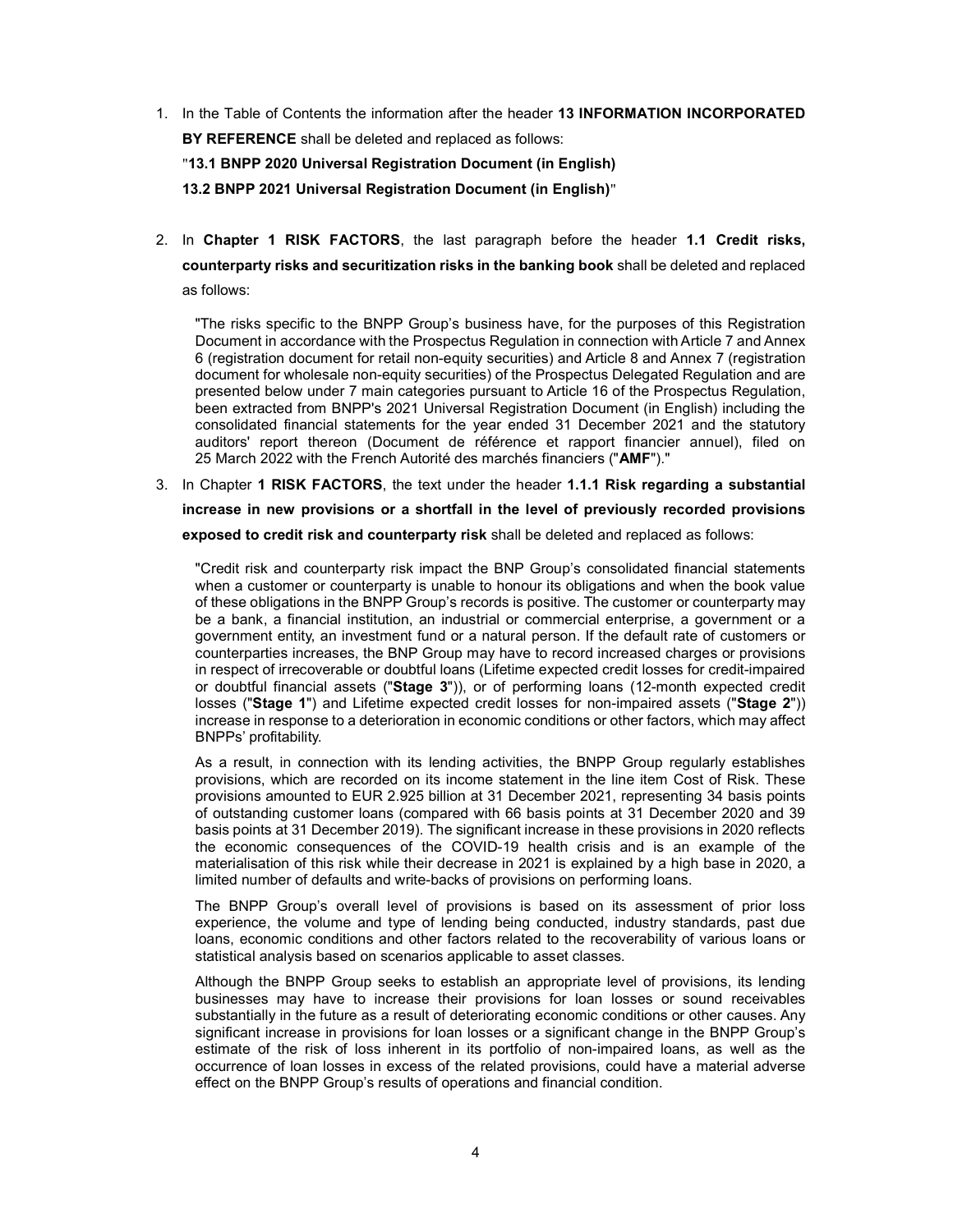1. In the Table of Contents the information after the header **13 INFORMATION INCORPORATED BY REFERENCE** shall be deleted and replaced as follows:

   "**13.1 BNPP 2020 Universal Registration Document (in English)**

   **13.2 BNPP 2021 Universal Registration Document (in English)**"

2. In **Chapter 1 RISK FACTORS**, the last paragraph before the header **1.1 Credit risks, counterparty risks and securitization risks in the banking book** shall be deleted and replaced as follows:

   "The risks specific to the BNPP Group's business have, for the purposes of this Registration Document in accordance with the Prospectus Regulation in connection with Article 7 and Annex 6 (registration document for retail non-equity securities) and Article 8 and Annex 7 (registration document for wholesale non-equity securities) of the Prospectus Delegated Regulation and are presented below under 7 main categories pursuant to Article 16 of the Prospectus Regulation, been extracted from BNPP's 2021 Universal Registration Document (in English) including the consolidated financial statements for the year ended 31 December 2021 and the statutory auditors' report thereon (Document de référence et rapport financier annuel), filed on 25 March 2022 with the French Autorité des marchés financiers ("**AMF**")."

3. In Chapter **1 RISK FACTORS**, the text under the header **1.1.1 Risk regarding a substantial increase in new provisions or a shortfall in the level of previously recorded provisions exposed to credit risk and counterparty risk** shall be deleted and replaced as follows:

   "Credit risk and counterparty risk impact the BNP Group's consolidated financial statements when a customer or counterparty is unable to honour its obligations and when the book value of these obligations in the BNPP Group's records is positive. The customer or counterparty may be a bank, a financial institution, an industrial or commercial enterprise, a government or a government entity, an investment fund or a natural person. If the default rate of customers or counterparties increases, the BNP Group may have to record increased charges or provisions in respect of irrecoverable or doubtful loans (Lifetime expected credit losses for credit-impaired or doubtful financial assets ("**Stage 3**")), or of performing loans (12-month expected credit losses ("**Stage 1**") and Lifetime expected credit losses for non-impaired assets ("**Stage 2**")) increase in response to a deterioration in economic conditions or other factors, which may affect BNPPs' profitability.

   As a result, in connection with its lending activities, the BNPP Group regularly establishes provisions, which are recorded on its income statement in the line item Cost of Risk. These provisions amounted to EUR 2.925 billion at 31 December 2021, representing 34 basis points of outstanding customer loans (compared with 66 basis points at 31 December 2020 and 39 basis points at 31 December 2019). The significant increase in these provisions in 2020 reflects the economic consequences of the COVID-19 health crisis and is an example of the materialisation of this risk while their decrease in 2021 is explained by a high base in 2020, a limited number of defaults and write-backs of provisions on performing loans.

   The BNPP Group's overall level of provisions is based on its assessment of prior loss experience, the volume and type of lending being conducted, industry standards, past due loans, economic conditions and other factors related to the recoverability of various loans or statistical analysis based on scenarios applicable to asset classes.

   Although the BNPP Group seeks to establish an appropriate level of provisions, its lending businesses may have to increase their provisions for loan losses or sound receivables substantially in the future as a result of deteriorating economic conditions or other causes. Any significant increase in provisions for loan losses or a significant change in the BNPP Group's estimate of the risk of loss inherent in its portfolio of non-impaired loans, as well as the occurrence of loan losses in excess of the related provisions, could have a material adverse effect on the BNPP Group's results of operations and financial condition.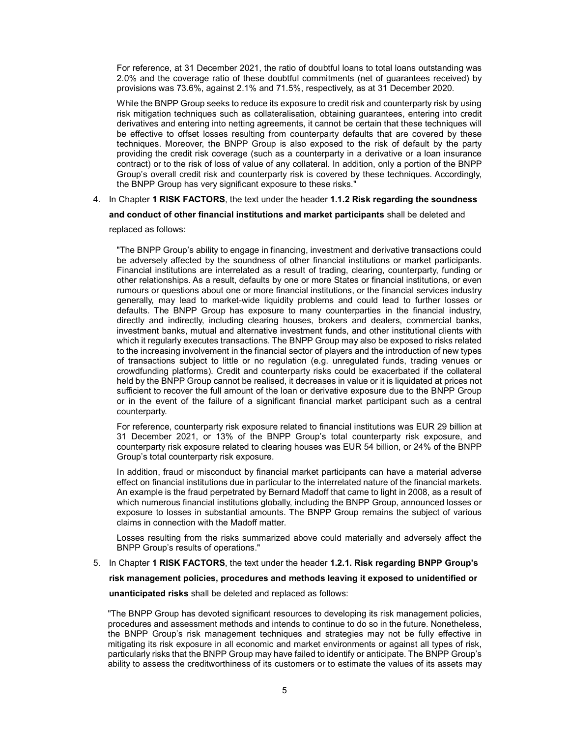For reference, at 31 December 2021, the ratio of doubtful loans to total loans outstanding was 2.0% and the coverage ratio of these doubtful commitments (net of guarantees received) by provisions was 73.6%, against 2.1% and 71.5%, respectively, as at 31 December 2020.

While the BNPP Group seeks to reduce its exposure to credit risk and counterparty risk by using risk mitigation techniques such as collateralisation, obtaining guarantees, entering into credit derivatives and entering into netting agreements, it cannot be certain that these techniques will be effective to offset losses resulting from counterparty defaults that are covered by these techniques. Moreover, the BNPP Group is also exposed to the risk of default by the party providing the credit risk coverage (such as a counterparty in a derivative or a loan insurance contract) or to the risk of loss of value of any collateral. In addition, only a portion of the BNPP Group's overall credit risk and counterparty risk is covered by these techniques. Accordingly, the BNPP Group has very significant exposure to these risks."

4. In Chapter **1 RISK FACTORS**, the text under the header **1.1.2 Risk regarding the soundness and conduct of other financial institutions and market participants** shall be deleted and replaced as follows:

"The BNPP Group's ability to engage in financing, investment and derivative transactions could be adversely affected by the soundness of other financial institutions or market participants. Financial institutions are interrelated as a result of trading, clearing, counterparty, funding or other relationships. As a result, defaults by one or more States or financial institutions, or even rumours or questions about one or more financial institutions, or the financial services industry generally, may lead to market-wide liquidity problems and could lead to further losses or defaults. The BNPP Group has exposure to many counterparties in the financial industry, directly and indirectly, including clearing houses, brokers and dealers, commercial banks, investment banks, mutual and alternative investment funds, and other institutional clients with which it regularly executes transactions. The BNPP Group may also be exposed to risks related to the increasing involvement in the financial sector of players and the introduction of new types of transactions subject to little or no regulation (e.g. unregulated funds, trading venues or crowdfunding platforms). Credit and counterparty risks could be exacerbated if the collateral held by the BNPP Group cannot be realised, it decreases in value or it is liquidated at prices not sufficient to recover the full amount of the loan or derivative exposure due to the BNPP Group or in the event of the failure of a significant financial market participant such as a central counterparty.

For reference, counterparty risk exposure related to financial institutions was EUR 29 billion at 31 December 2021, or 13% of the BNPP Group's total counterparty risk exposure, and counterparty risk exposure related to clearing houses was EUR 54 billion, or 24% of the BNPP Group's total counterparty risk exposure.

In addition, fraud or misconduct by financial market participants can have a material adverse effect on financial institutions due in particular to the interrelated nature of the financial markets. An example is the fraud perpetrated by Bernard Madoff that came to light in 2008, as a result of which numerous financial institutions globally, including the BNPP Group, announced losses or exposure to losses in substantial amounts. The BNPP Group remains the subject of various claims in connection with the Madoff matter.

Losses resulting from the risks summarized above could materially and adversely affect the BNPP Group's results of operations."

5. In Chapter **1 RISK FACTORS**, the text under the header **1.2.1. Risk regarding BNPP Group's risk management policies, procedures and methods leaving it exposed to unidentified or unanticipated risks** shall be deleted and replaced as follows:

"The BNPP Group has devoted significant resources to developing its risk management policies, procedures and assessment methods and intends to continue to do so in the future. Nonetheless, the BNPP Group's risk management techniques and strategies may not be fully effective in mitigating its risk exposure in all economic and market environments or against all types of risk, particularly risks that the BNPP Group may have failed to identify or anticipate. The BNPP Group's ability to assess the creditworthiness of its customers or to estimate the values of its assets may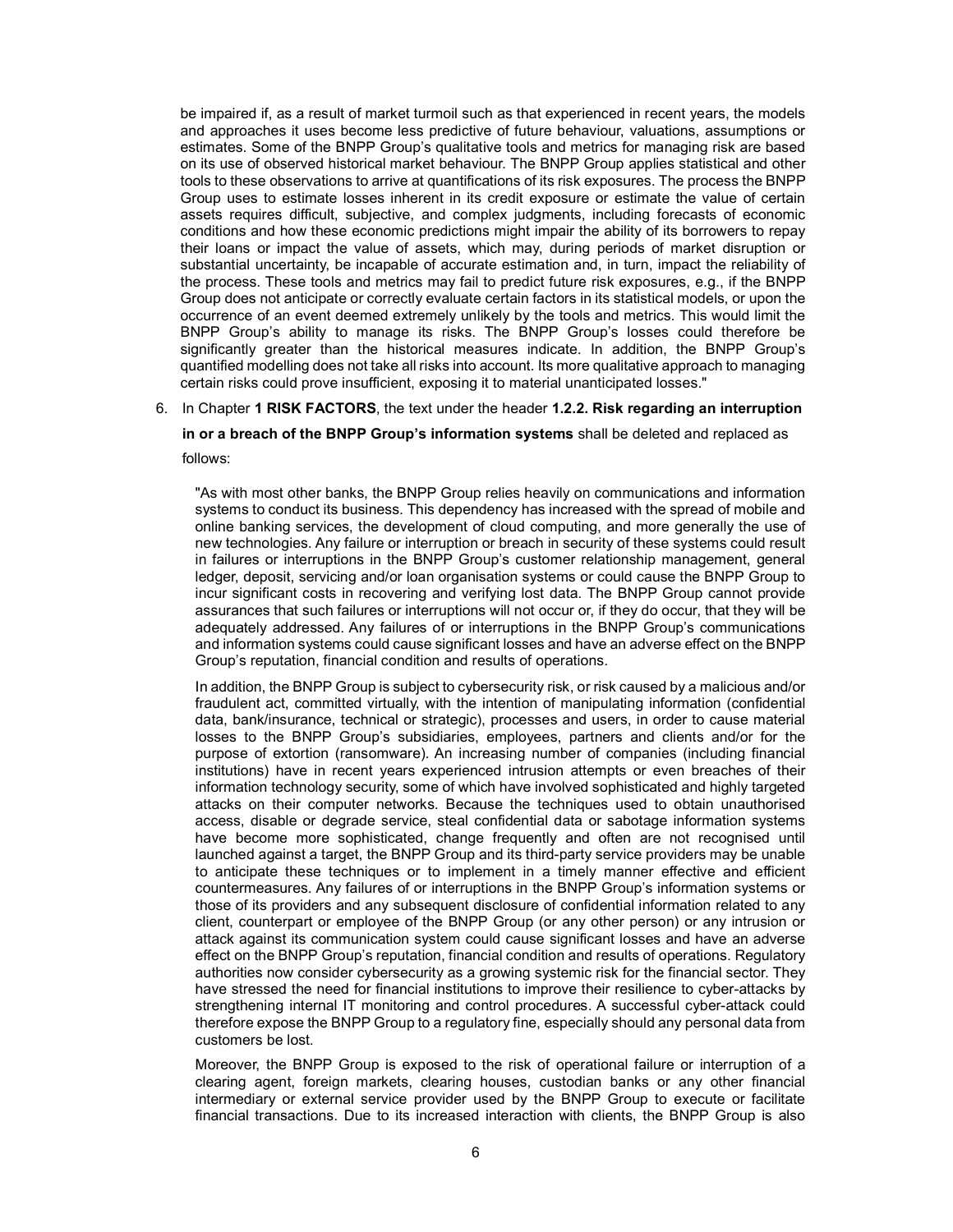be impaired if, as a result of market turmoil such as that experienced in recent years, the models and approaches it uses become less predictive of future behaviour, valuations, assumptions or estimates. Some of the BNPP Group's qualitative tools and metrics for managing risk are based on its use of observed historical market behaviour. The BNPP Group applies statistical and other tools to these observations to arrive at quantifications of its risk exposures. The process the BNPP Group uses to estimate losses inherent in its credit exposure or estimate the value of certain assets requires difficult, subjective, and complex judgments, including forecasts of economic conditions and how these economic predictions might impair the ability of its borrowers to repay their loans or impact the value of assets, which may, during periods of market disruption or substantial uncertainty, be incapable of accurate estimation and, in turn, impact the reliability of the process. These tools and metrics may fail to predict future risk exposures, e.g., if the BNPP Group does not anticipate or correctly evaluate certain factors in its statistical models, or upon the occurrence of an event deemed extremely unlikely by the tools and metrics. This would limit the BNPP Group's ability to manage its risks. The BNPP Group's losses could therefore be significantly greater than the historical measures indicate. In addition, the BNPP Group's quantified modelling does not take all risks into account. Its more qualitative approach to managing certain risks could prove insufficient, exposing it to material unanticipated losses."

6. In Chapter **1 RISK FACTORS**, the text under the header **1.2.2. Risk regarding an interruption in or a breach of the BNPP Group's information systems** shall be deleted and replaced as follows:

"As with most other banks, the BNPP Group relies heavily on communications and information systems to conduct its business. This dependency has increased with the spread of mobile and online banking services, the development of cloud computing, and more generally the use of new technologies. Any failure or interruption or breach in security of these systems could result in failures or interruptions in the BNPP Group's customer relationship management, general ledger, deposit, servicing and/or loan organisation systems or could cause the BNPP Group to incur significant costs in recovering and verifying lost data. The BNPP Group cannot provide assurances that such failures or interruptions will not occur or, if they do occur, that they will be adequately addressed. Any failures of or interruptions in the BNPP Group's communications and information systems could cause significant losses and have an adverse effect on the BNPP Group's reputation, financial condition and results of operations.

In addition, the BNPP Group is subject to cybersecurity risk, or risk caused by a malicious and/or fraudulent act, committed virtually, with the intention of manipulating information (confidential data, bank/insurance, technical or strategic), processes and users, in order to cause material losses to the BNPP Group's subsidiaries, employees, partners and clients and/or for the purpose of extortion (ransomware). An increasing number of companies (including financial institutions) have in recent years experienced intrusion attempts or even breaches of their information technology security, some of which have involved sophisticated and highly targeted attacks on their computer networks. Because the techniques used to obtain unauthorised access, disable or degrade service, steal confidential data or sabotage information systems have become more sophisticated, change frequently and often are not recognised until launched against a target, the BNPP Group and its third-party service providers may be unable to anticipate these techniques or to implement in a timely manner effective and efficient countermeasures. Any failures of or interruptions in the BNPP Group's information systems or those of its providers and any subsequent disclosure of confidential information related to any client, counterpart or employee of the BNPP Group (or any other person) or any intrusion or attack against its communication system could cause significant losses and have an adverse effect on the BNPP Group's reputation, financial condition and results of operations. Regulatory authorities now consider cybersecurity as a growing systemic risk for the financial sector. They have stressed the need for financial institutions to improve their resilience to cyber-attacks by strengthening internal IT monitoring and control procedures. A successful cyber-attack could therefore expose the BNPP Group to a regulatory fine, especially should any personal data from customers be lost.

Moreover, the BNPP Group is exposed to the risk of operational failure or interruption of a clearing agent, foreign markets, clearing houses, custodian banks or any other financial intermediary or external service provider used by the BNPP Group to execute or facilitate financial transactions. Due to its increased interaction with clients, the BNPP Group is also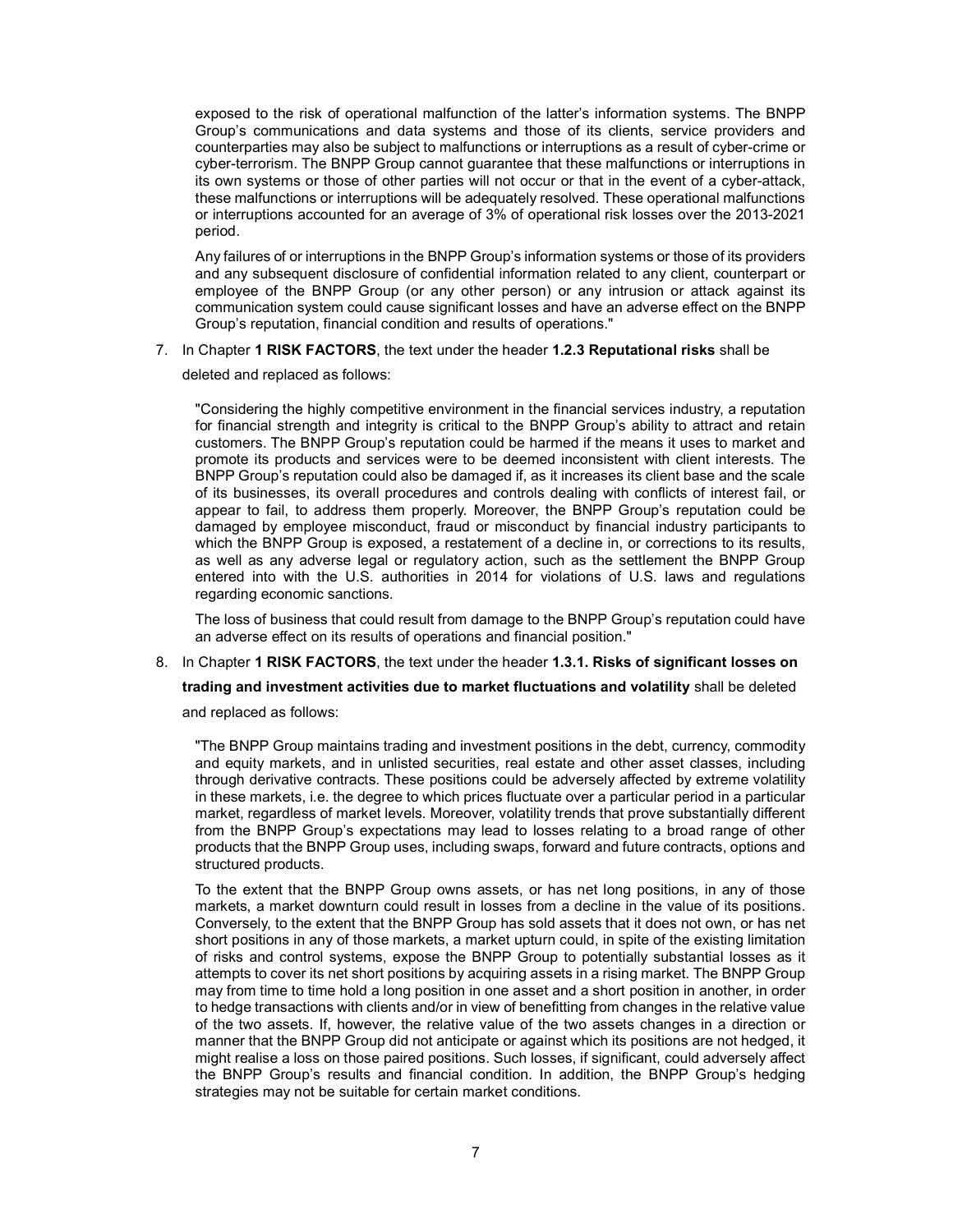exposed to the risk of operational malfunction of the latter's information systems. The BNPP Group's communications and data systems and those of its clients, service providers and counterparties may also be subject to malfunctions or interruptions as a result of cyber-crime or cyber-terrorism. The BNPP Group cannot guarantee that these malfunctions or interruptions in its own systems or those of other parties will not occur or that in the event of a cyber-attack, these malfunctions or interruptions will be adequately resolved. These operational malfunctions or interruptions accounted for an average of 3% of operational risk losses over the 2013-2021 period.

Any failures of or interruptions in the BNPP Group's information systems or those of its providers and any subsequent disclosure of confidential information related to any client, counterpart or employee of the BNPP Group (or any other person) or any intrusion or attack against its communication system could cause significant losses and have an adverse effect on the BNPP Group's reputation, financial condition and results of operations."

7. In Chapter **1 RISK FACTORS**, the text under the header **1.2.3 Reputational risks** shall be deleted and replaced as follows:

"Considering the highly competitive environment in the financial services industry, a reputation for financial strength and integrity is critical to the BNPP Group's ability to attract and retain customers. The BNPP Group's reputation could be harmed if the means it uses to market and promote its products and services were to be deemed inconsistent with client interests. The BNPP Group's reputation could also be damaged if, as it increases its client base and the scale of its businesses, its overall procedures and controls dealing with conflicts of interest fail, or appear to fail, to address them properly. Moreover, the BNPP Group's reputation could be damaged by employee misconduct, fraud or misconduct by financial industry participants to which the BNPP Group is exposed, a restatement of a decline in, or corrections to its results, as well as any adverse legal or regulatory action, such as the settlement the BNPP Group entered into with the U.S. authorities in 2014 for violations of U.S. laws and regulations regarding economic sanctions.

The loss of business that could result from damage to the BNPP Group's reputation could have an adverse effect on its results of operations and financial position."

8. In Chapter **1 RISK FACTORS**, the text under the header **1.3.1. Risks of significant losses on trading and investment activities due to market fluctuations and volatility** shall be deleted and replaced as follows:

"The BNPP Group maintains trading and investment positions in the debt, currency, commodity and equity markets, and in unlisted securities, real estate and other asset classes, including through derivative contracts. These positions could be adversely affected by extreme volatility in these markets, i.e. the degree to which prices fluctuate over a particular period in a particular market, regardless of market levels. Moreover, volatility trends that prove substantially different from the BNPP Group's expectations may lead to losses relating to a broad range of other products that the BNPP Group uses, including swaps, forward and future contracts, options and structured products.

To the extent that the BNPP Group owns assets, or has net long positions, in any of those markets, a market downturn could result in losses from a decline in the value of its positions. Conversely, to the extent that the BNPP Group has sold assets that it does not own, or has net short positions in any of those markets, a market upturn could, in spite of the existing limitation of risks and control systems, expose the BNPP Group to potentially substantial losses as it attempts to cover its net short positions by acquiring assets in a rising market. The BNPP Group may from time to time hold a long position in one asset and a short position in another, in order to hedge transactions with clients and/or in view of benefitting from changes in the relative value of the two assets. If, however, the relative value of the two assets changes in a direction or manner that the BNPP Group did not anticipate or against which its positions are not hedged, it might realise a loss on those paired positions. Such losses, if significant, could adversely affect the BNPP Group's results and financial condition. In addition, the BNPP Group's hedging strategies may not be suitable for certain market conditions.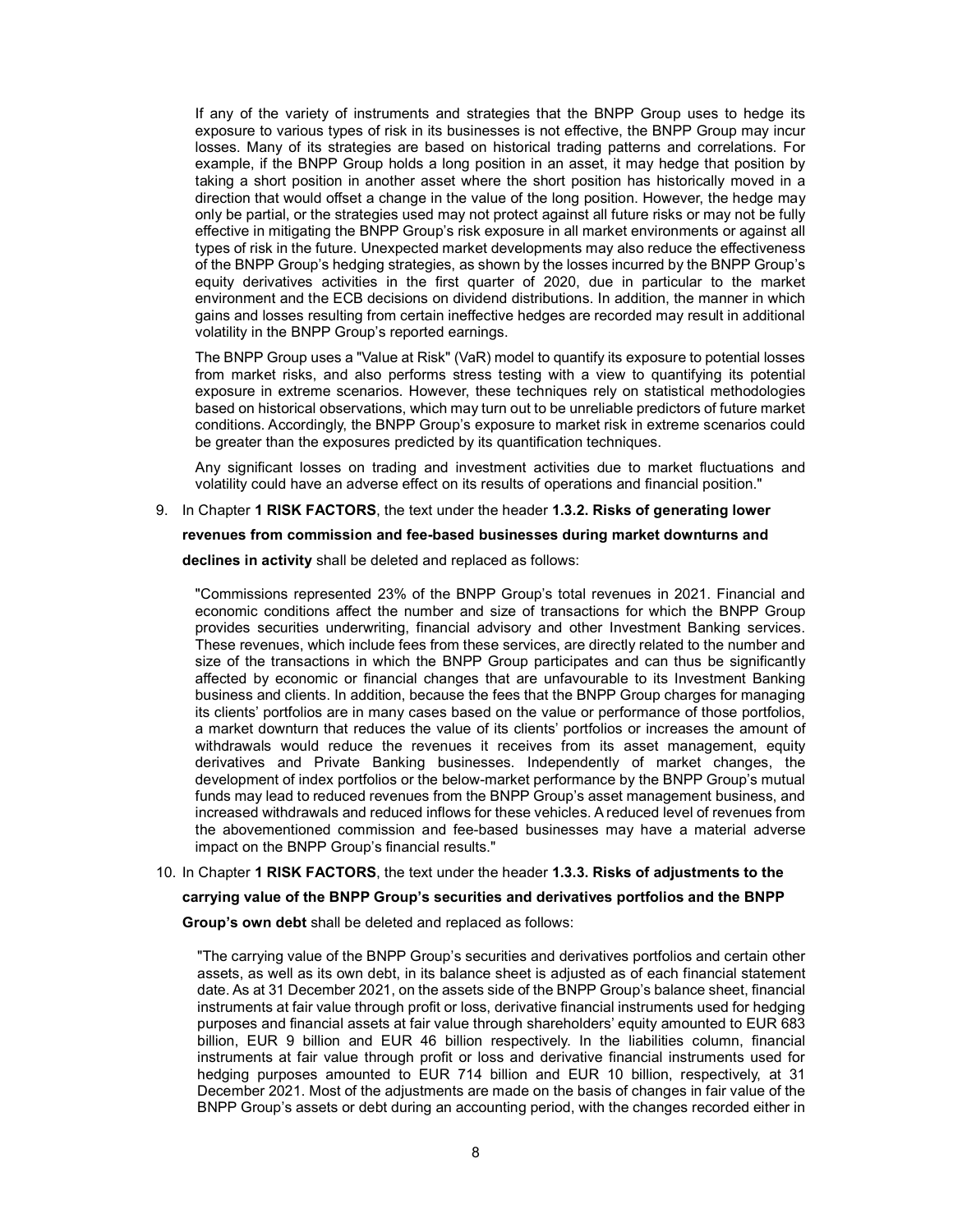If any of the variety of instruments and strategies that the BNPP Group uses to hedge its exposure to various types of risk in its businesses is not effective, the BNPP Group may incur losses. Many of its strategies are based on historical trading patterns and correlations. For example, if the BNPP Group holds a long position in an asset, it may hedge that position by taking a short position in another asset where the short position has historically moved in a direction that would offset a change in the value of the long position. However, the hedge may only be partial, or the strategies used may not protect against all future risks or may not be fully effective in mitigating the BNPP Group's risk exposure in all market environments or against all types of risk in the future. Unexpected market developments may also reduce the effectiveness of the BNPP Group's hedging strategies, as shown by the losses incurred by the BNPP Group's equity derivatives activities in the first quarter of 2020, due in particular to the market environment and the ECB decisions on dividend distributions. In addition, the manner in which gains and losses resulting from certain ineffective hedges are recorded may result in additional volatility in the BNPP Group's reported earnings.

The BNPP Group uses a "Value at Risk" (VaR) model to quantify its exposure to potential losses from market risks, and also performs stress testing with a view to quantifying its potential exposure in extreme scenarios. However, these techniques rely on statistical methodologies based on historical observations, which may turn out to be unreliable predictors of future market conditions. Accordingly, the BNPP Group's exposure to market risk in extreme scenarios could be greater than the exposures predicted by its quantification techniques.

Any significant losses on trading and investment activities due to market fluctuations and volatility could have an adverse effect on its results of operations and financial position."

9. In Chapter **1 RISK FACTORS**, the text under the header **1.3.2. Risks of generating lower revenues from commission and fee-based businesses during market downturns and declines in activity** shall be deleted and replaced as follows:

"Commissions represented 23% of the BNPP Group's total revenues in 2021. Financial and economic conditions affect the number and size of transactions for which the BNPP Group provides securities underwriting, financial advisory and other Investment Banking services. These revenues, which include fees from these services, are directly related to the number and size of the transactions in which the BNPP Group participates and can thus be significantly affected by economic or financial changes that are unfavourable to its Investment Banking business and clients. In addition, because the fees that the BNPP Group charges for managing its clients' portfolios are in many cases based on the value or performance of those portfolios, a market downturn that reduces the value of its clients' portfolios or increases the amount of withdrawals would reduce the revenues it receives from its asset management, equity derivatives and Private Banking businesses. Independently of market changes, the development of index portfolios or the below-market performance by the BNPP Group's mutual funds may lead to reduced revenues from the BNPP Group's asset management business, and increased withdrawals and reduced inflows for these vehicles. A reduced level of revenues from the abovementioned commission and fee-based businesses may have a material adverse impact on the BNPP Group's financial results."

10. In Chapter **1 RISK FACTORS**, the text under the header **1.3.3. Risks of adjustments to the carrying value of the BNPP Group's securities and derivatives portfolios and the BNPP Group's own debt** shall be deleted and replaced as follows:

"The carrying value of the BNPP Group's securities and derivatives portfolios and certain other assets, as well as its own debt, in its balance sheet is adjusted as of each financial statement date. As at 31 December 2021, on the assets side of the BNPP Group's balance sheet, financial instruments at fair value through profit or loss, derivative financial instruments used for hedging purposes and financial assets at fair value through shareholders' equity amounted to EUR 683 billion, EUR 9 billion and EUR 46 billion respectively. In the liabilities column, financial instruments at fair value through profit or loss and derivative financial instruments used for hedging purposes amounted to EUR 714 billion and EUR 10 billion, respectively, at 31 December 2021. Most of the adjustments are made on the basis of changes in fair value of the BNPP Group's assets or debt during an accounting period, with the changes recorded either in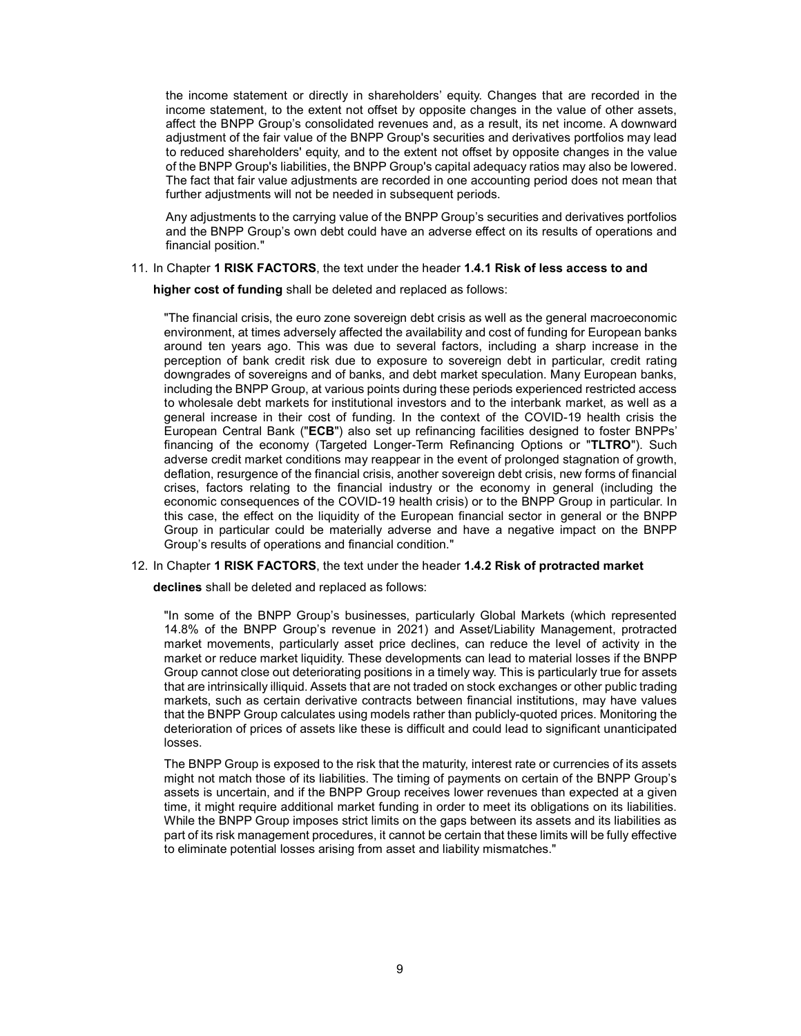the income statement or directly in shareholders' equity. Changes that are recorded in the income statement, to the extent not offset by opposite changes in the value of other assets, affect the BNPP Group's consolidated revenues and, as a result, its net income. A downward adjustment of the fair value of the BNPP Group's securities and derivatives portfolios may lead to reduced shareholders' equity, and to the extent not offset by opposite changes in the value of the BNPP Group's liabilities, the BNPP Group's capital adequacy ratios may also be lowered. The fact that fair value adjustments are recorded in one accounting period does not mean that further adjustments will not be needed in subsequent periods.

Any adjustments to the carrying value of the BNPP Group's securities and derivatives portfolios and the BNPP Group's own debt could have an adverse effect on its results of operations and financial position."

11. In Chapter **1 RISK FACTORS**, the text under the header **1.4.1 Risk of less access to and higher cost of funding** shall be deleted and replaced as follows:

"The financial crisis, the euro zone sovereign debt crisis as well as the general macroeconomic environment, at times adversely affected the availability and cost of funding for European banks around ten years ago. This was due to several factors, including a sharp increase in the perception of bank credit risk due to exposure to sovereign debt in particular, credit rating downgrades of sovereigns and of banks, and debt market speculation. Many European banks, including the BNPP Group, at various points during these periods experienced restricted access to wholesale debt markets for institutional investors and to the interbank market, as well as a general increase in their cost of funding. In the context of the COVID-19 health crisis the European Central Bank ("**ECB**") also set up refinancing facilities designed to foster BNPPs' financing of the economy (Targeted Longer-Term Refinancing Options or "**TLTRO**"). Such adverse credit market conditions may reappear in the event of prolonged stagnation of growth, deflation, resurgence of the financial crisis, another sovereign debt crisis, new forms of financial crises, factors relating to the financial industry or the economy in general (including the economic consequences of the COVID-19 health crisis) or to the BNPP Group in particular. In this case, the effect on the liquidity of the European financial sector in general or the BNPP Group in particular could be materially adverse and have a negative impact on the BNPP Group's results of operations and financial condition."

12. In Chapter **1 RISK FACTORS**, the text under the header **1.4.2 Risk of protracted market declines** shall be deleted and replaced as follows:

"In some of the BNPP Group's businesses, particularly Global Markets (which represented 14.8% of the BNPP Group's revenue in 2021) and Asset/Liability Management, protracted market movements, particularly asset price declines, can reduce the level of activity in the market or reduce market liquidity. These developments can lead to material losses if the BNPP Group cannot close out deteriorating positions in a timely way. This is particularly true for assets that are intrinsically illiquid. Assets that are not traded on stock exchanges or other public trading markets, such as certain derivative contracts between financial institutions, may have values that the BNPP Group calculates using models rather than publicly-quoted prices. Monitoring the deterioration of prices of assets like these is difficult and could lead to significant unanticipated losses.

The BNPP Group is exposed to the risk that the maturity, interest rate or currencies of its assets might not match those of its liabilities. The timing of payments on certain of the BNPP Group's assets is uncertain, and if the BNPP Group receives lower revenues than expected at a given time, it might require additional market funding in order to meet its obligations on its liabilities. While the BNPP Group imposes strict limits on the gaps between its assets and its liabilities as part of its risk management procedures, it cannot be certain that these limits will be fully effective to eliminate potential losses arising from asset and liability mismatches."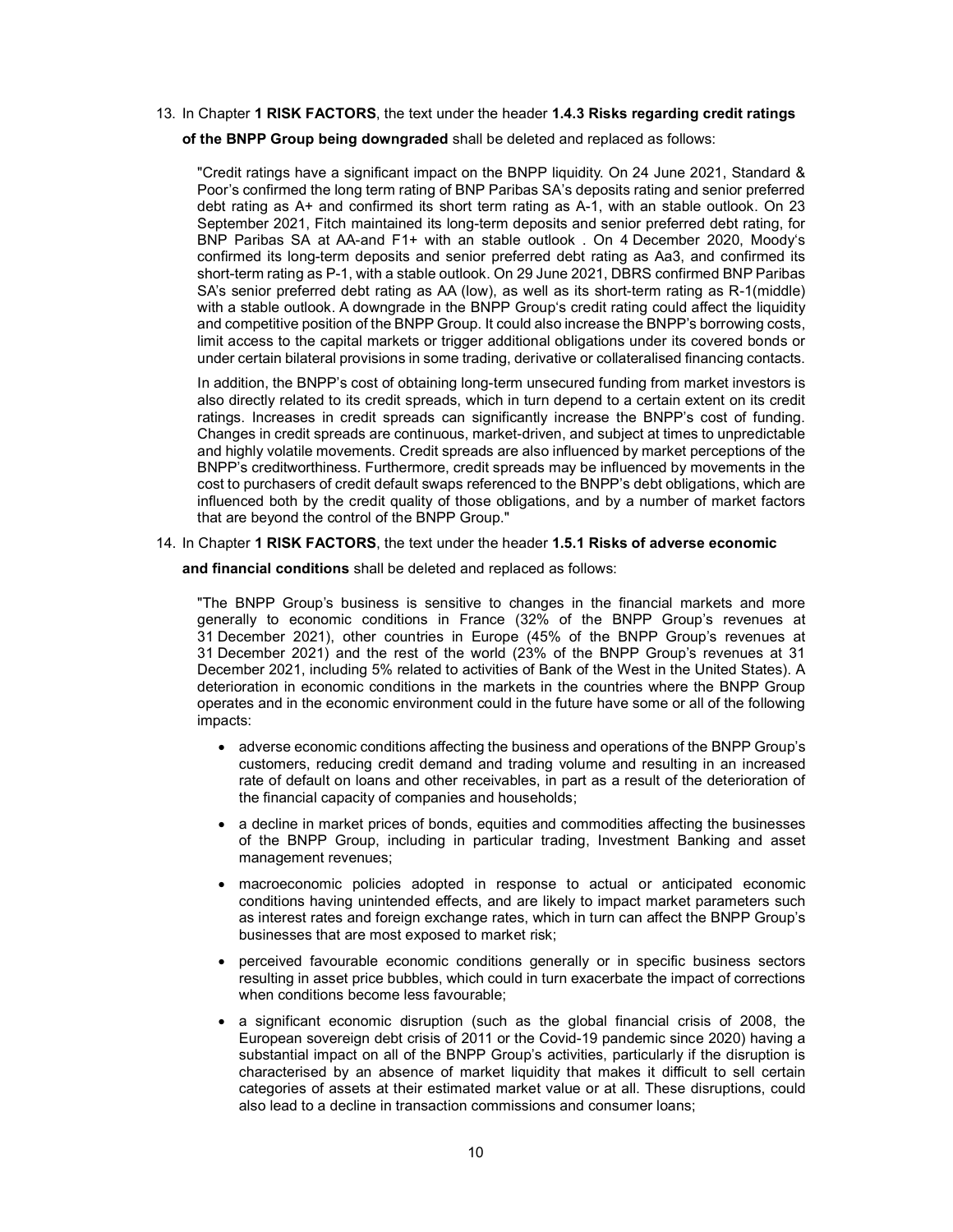13. In Chapter **1 RISK FACTORS**, the text under the header **1.4.3 Risks regarding credit ratings of the BNPP Group being downgraded** shall be deleted and replaced as follows:

"Credit ratings have a significant impact on the BNPP liquidity. On 24 June 2021, Standard & Poor's confirmed the long term rating of BNP Paribas SA's deposits rating and senior preferred debt rating as A+ and confirmed its short term rating as A-1, with an stable outlook. On 23 September 2021, Fitch maintained its long-term deposits and senior preferred debt rating, for BNP Paribas SA at AA-and F1+ with an stable outlook . On 4 December 2020, Moody's confirmed its long-term deposits and senior preferred debt rating as Aa3, and confirmed its short-term rating as P-1, with a stable outlook. On 29 June 2021, DBRS confirmed BNP Paribas SA's senior preferred debt rating as AA (low), as well as its short-term rating as R-1(middle) with a stable outlook. A downgrade in the BNPP Group's credit rating could affect the liquidity and competitive position of the BNPP Group. It could also increase the BNPP's borrowing costs, limit access to the capital markets or trigger additional obligations under its covered bonds or under certain bilateral provisions in some trading, derivative or collateralised financing contacts.

In addition, the BNPP's cost of obtaining long-term unsecured funding from market investors is also directly related to its credit spreads, which in turn depend to a certain extent on its credit ratings. Increases in credit spreads can significantly increase the BNPP's cost of funding. Changes in credit spreads are continuous, market-driven, and subject at times to unpredictable and highly volatile movements. Credit spreads are also influenced by market perceptions of the BNPP's creditworthiness. Furthermore, credit spreads may be influenced by movements in the cost to purchasers of credit default swaps referenced to the BNPP's debt obligations, which are influenced both by the credit quality of those obligations, and by a number of market factors that are beyond the control of the BNPP Group."

14. In Chapter **1 RISK FACTORS**, the text under the header **1.5.1 Risks of adverse economic and financial conditions** shall be deleted and replaced as follows:

"The BNPP Group's business is sensitive to changes in the financial markets and more generally to economic conditions in France (32% of the BNPP Group's revenues at 31 December 2021), other countries in Europe (45% of the BNPP Group's revenues at 31 December 2021) and the rest of the world (23% of the BNPP Group's revenues at 31 December 2021, including 5% related to activities of Bank of the West in the United States). A deterioration in economic conditions in the markets in the countries where the BNPP Group operates and in the economic environment could in the future have some or all of the following impacts:

- adverse economic conditions affecting the business and operations of the BNPP Group's customers, reducing credit demand and trading volume and resulting in an increased rate of default on loans and other receivables, in part as a result of the deterioration of the financial capacity of companies and households;
- a decline in market prices of bonds, equities and commodities affecting the businesses of the BNPP Group, including in particular trading, Investment Banking and asset management revenues;
- macroeconomic policies adopted in response to actual or anticipated economic conditions having unintended effects, and are likely to impact market parameters such as interest rates and foreign exchange rates, which in turn can affect the BNPP Group's businesses that are most exposed to market risk;
- perceived favourable economic conditions generally or in specific business sectors resulting in asset price bubbles, which could in turn exacerbate the impact of corrections when conditions become less favourable;
- a significant economic disruption (such as the global financial crisis of 2008, the European sovereign debt crisis of 2011 or the Covid-19 pandemic since 2020) having a substantial impact on all of the BNPP Group's activities, particularly if the disruption is characterised by an absence of market liquidity that makes it difficult to sell certain categories of assets at their estimated market value or at all. These disruptions, could also lead to a decline in transaction commissions and consumer loans;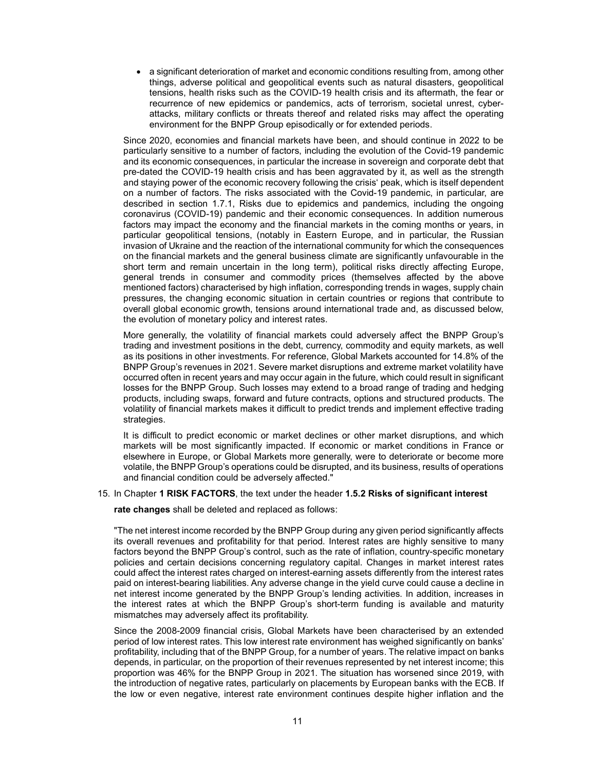- a significant deterioration of market and economic conditions resulting from, among other things, adverse political and geopolitical events such as natural disasters, geopolitical tensions, health risks such as the COVID-19 health crisis and its aftermath, the fear or recurrence of new epidemics or pandemics, acts of terrorism, societal unrest, cyber-attacks, military conflicts or threats thereof and related risks may affect the operating environment for the BNPP Group episodically or for extended periods.

Since 2020, economies and financial markets have been, and should continue in 2022 to be particularly sensitive to a number of factors, including the evolution of the Covid-19 pandemic and its economic consequences, in particular the increase in sovereign and corporate debt that pre-dated the COVID-19 health crisis and has been aggravated by it, as well as the strength and staying power of the economic recovery following the crisis' peak, which is itself dependent on a number of factors. The risks associated with the Covid-19 pandemic, in particular, are described in section 1.7.1, Risks due to epidemics and pandemics, including the ongoing coronavirus (COVID-19) pandemic and their economic consequences. In addition numerous factors may impact the economy and the financial markets in the coming months or years, in particular geopolitical tensions, (notably in Eastern Europe, and in particular, the Russian invasion of Ukraine and the reaction of the international community for which the consequences on the financial markets and the general business climate are significantly unfavourable in the short term and remain uncertain in the long term), political risks directly affecting Europe, general trends in consumer and commodity prices (themselves affected by the above mentioned factors) characterised by high inflation, corresponding trends in wages, supply chain pressures, the changing economic situation in certain countries or regions that contribute to overall global economic growth, tensions around international trade and, as discussed below, the evolution of monetary policy and interest rates.

More generally, the volatility of financial markets could adversely affect the BNPP Group's trading and investment positions in the debt, currency, commodity and equity markets, as well as its positions in other investments. For reference, Global Markets accounted for 14.8% of the BNPP Group's revenues in 2021. Severe market disruptions and extreme market volatility have occurred often in recent years and may occur again in the future, which could result in significant losses for the BNPP Group. Such losses may extend to a broad range of trading and hedging products, including swaps, forward and future contracts, options and structured products. The volatility of financial markets makes it difficult to predict trends and implement effective trading strategies.

It is difficult to predict economic or market declines or other market disruptions, and which markets will be most significantly impacted. If economic or market conditions in France or elsewhere in Europe, or Global Markets more generally, were to deteriorate or become more volatile, the BNPP Group's operations could be disrupted, and its business, results of operations and financial condition could be adversely affected."

15. In Chapter **1 RISK FACTORS**, the text under the header **1.5.2 Risks of significant interest rate changes** shall be deleted and replaced as follows:

"The net interest income recorded by the BNPP Group during any given period significantly affects its overall revenues and profitability for that period. Interest rates are highly sensitive to many factors beyond the BNPP Group's control, such as the rate of inflation, country-specific monetary policies and certain decisions concerning regulatory capital. Changes in market interest rates could affect the interest rates charged on interest-earning assets differently from the interest rates paid on interest-bearing liabilities. Any adverse change in the yield curve could cause a decline in net interest income generated by the BNPP Group's lending activities. In addition, increases in the interest rates at which the BNPP Group's short-term funding is available and maturity mismatches may adversely affect its profitability.

Since the 2008-2009 financial crisis, Global Markets have been characterised by an extended period of low interest rates. This low interest rate environment has weighed significantly on banks' profitability, including that of the BNPP Group, for a number of years. The relative impact on banks depends, in particular, on the proportion of their revenues represented by net interest income; this proportion was 46% for the BNPP Group in 2021. The situation has worsened since 2019, with the introduction of negative rates, particularly on placements by European banks with the ECB. If the low or even negative, interest rate environment continues despite higher inflation and the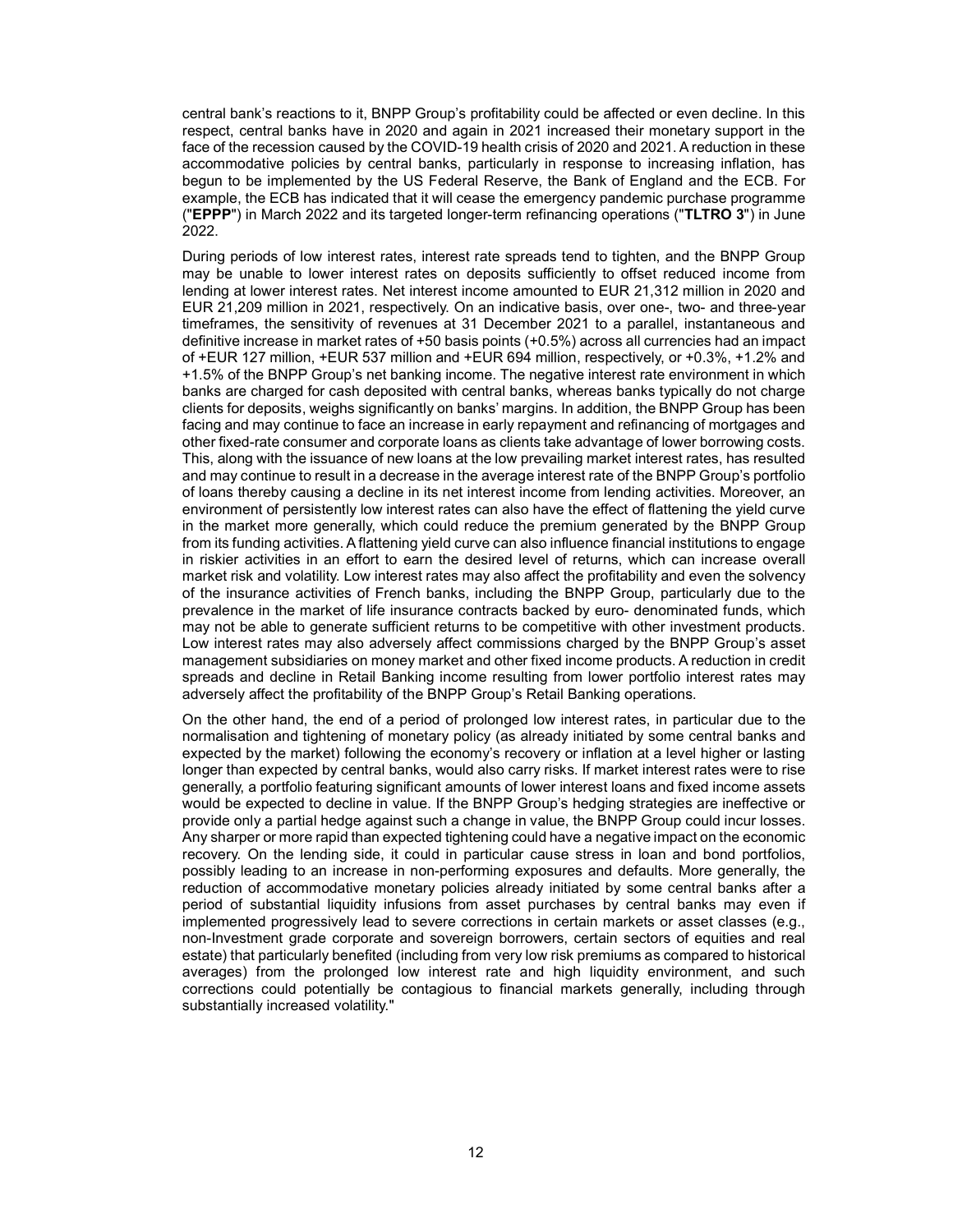central bank's reactions to it, BNPP Group's profitability could be affected or even decline. In this respect, central banks have in 2020 and again in 2021 increased their monetary support in the face of the recession caused by the COVID-19 health crisis of 2020 and 2021. A reduction in these accommodative policies by central banks, particularly in response to increasing inflation, has begun to be implemented by the US Federal Reserve, the Bank of England and the ECB. For example, the ECB has indicated that it will cease the emergency pandemic purchase programme ("**EPPP**") in March 2022 and its targeted longer-term refinancing operations ("**TLTRO 3**") in June 2022.

During periods of low interest rates, interest rate spreads tend to tighten, and the BNPP Group may be unable to lower interest rates on deposits sufficiently to offset reduced income from lending at lower interest rates. Net interest income amounted to EUR 21,312 million in 2020 and EUR 21,209 million in 2021, respectively. On an indicative basis, over one-, two- and three-year timeframes, the sensitivity of revenues at 31 December 2021 to a parallel, instantaneous and definitive increase in market rates of +50 basis points (+0.5%) across all currencies had an impact of +EUR 127 million, +EUR 537 million and +EUR 694 million, respectively, or +0.3%, +1.2% and +1.5% of the BNPP Group's net banking income. The negative interest rate environment in which banks are charged for cash deposited with central banks, whereas banks typically do not charge clients for deposits, weighs significantly on banks' margins. In addition, the BNPP Group has been facing and may continue to face an increase in early repayment and refinancing of mortgages and other fixed-rate consumer and corporate loans as clients take advantage of lower borrowing costs. This, along with the issuance of new loans at the low prevailing market interest rates, has resulted and may continue to result in a decrease in the average interest rate of the BNPP Group's portfolio of loans thereby causing a decline in its net interest income from lending activities. Moreover, an environment of persistently low interest rates can also have the effect of flattening the yield curve in the market more generally, which could reduce the premium generated by the BNPP Group from its funding activities. A flattening yield curve can also influence financial institutions to engage in riskier activities in an effort to earn the desired level of returns, which can increase overall market risk and volatility. Low interest rates may also affect the profitability and even the solvency of the insurance activities of French banks, including the BNPP Group, particularly due to the prevalence in the market of life insurance contracts backed by euro- denominated funds, which may not be able to generate sufficient returns to be competitive with other investment products. Low interest rates may also adversely affect commissions charged by the BNPP Group's asset management subsidiaries on money market and other fixed income products. A reduction in credit spreads and decline in Retail Banking income resulting from lower portfolio interest rates may adversely affect the profitability of the BNPP Group's Retail Banking operations.

On the other hand, the end of a period of prolonged low interest rates, in particular due to the normalisation and tightening of monetary policy (as already initiated by some central banks and expected by the market) following the economy's recovery or inflation at a level higher or lasting longer than expected by central banks, would also carry risks. If market interest rates were to rise generally, a portfolio featuring significant amounts of lower interest loans and fixed income assets would be expected to decline in value. If the BNPP Group's hedging strategies are ineffective or provide only a partial hedge against such a change in value, the BNPP Group could incur losses. Any sharper or more rapid than expected tightening could have a negative impact on the economic recovery. On the lending side, it could in particular cause stress in loan and bond portfolios, possibly leading to an increase in non-performing exposures and defaults. More generally, the reduction of accommodative monetary policies already initiated by some central banks after a period of substantial liquidity infusions from asset purchases by central banks may even if implemented progressively lead to severe corrections in certain markets or asset classes (e.g., non-Investment grade corporate and sovereign borrowers, certain sectors of equities and real estate) that particularly benefited (including from very low risk premiums as compared to historical averages) from the prolonged low interest rate and high liquidity environment, and such corrections could potentially be contagious to financial markets generally, including through substantially increased volatility."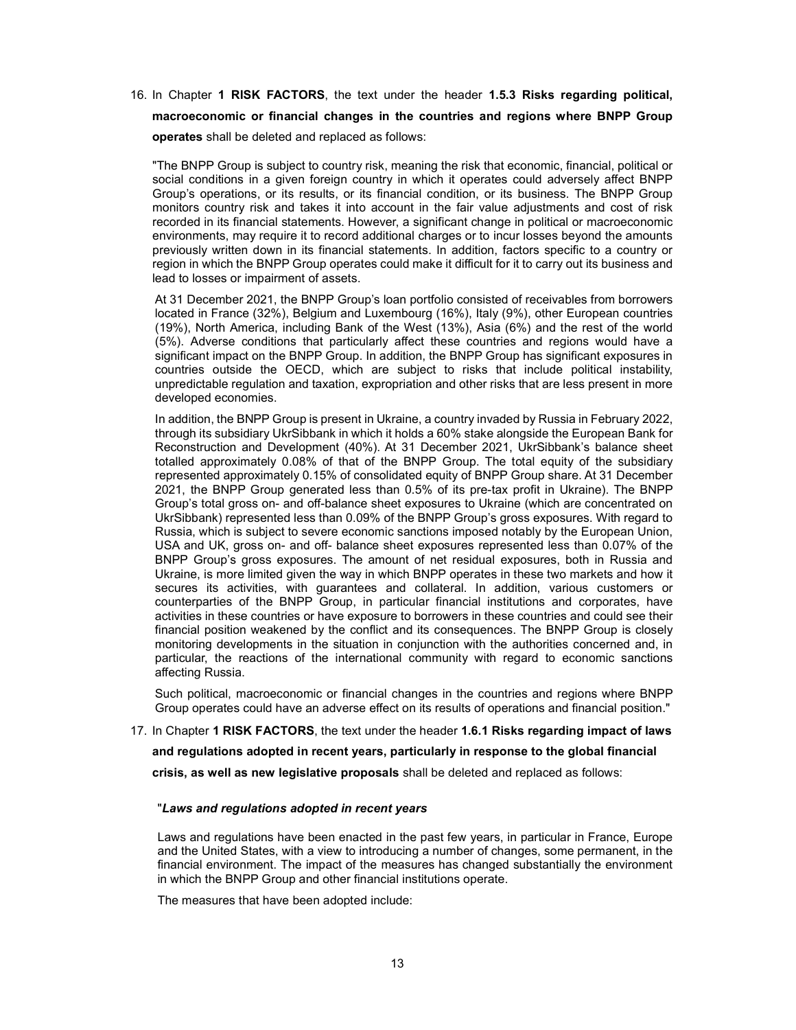16. In Chapter **1 RISK FACTORS**, the text under the header **1.5.3 Risks regarding political, macroeconomic or financial changes in the countries and regions where BNPP Group operates** shall be deleted and replaced as follows:

"The BNPP Group is subject to country risk, meaning the risk that economic, financial, political or social conditions in a given foreign country in which it operates could adversely affect BNPP Group's operations, or its results, or its financial condition, or its business. The BNPP Group monitors country risk and takes it into account in the fair value adjustments and cost of risk recorded in its financial statements. However, a significant change in political or macroeconomic environments, may require it to record additional charges or to incur losses beyond the amounts previously written down in its financial statements. In addition, factors specific to a country or region in which the BNPP Group operates could make it difficult for it to carry out its business and lead to losses or impairment of assets.

At 31 December 2021, the BNPP Group's loan portfolio consisted of receivables from borrowers located in France (32%), Belgium and Luxembourg (16%), Italy (9%), other European countries (19%), North America, including Bank of the West (13%), Asia (6%) and the rest of the world (5%). Adverse conditions that particularly affect these countries and regions would have a significant impact on the BNPP Group. In addition, the BNPP Group has significant exposures in countries outside the OECD, which are subject to risks that include political instability, unpredictable regulation and taxation, expropriation and other risks that are less present in more developed economies.

In addition, the BNPP Group is present in Ukraine, a country invaded by Russia in February 2022, through its subsidiary UkrSibbank in which it holds a 60% stake alongside the European Bank for Reconstruction and Development (40%). At 31 December 2021, UkrSibbank's balance sheet totalled approximately 0.08% of that of the BNPP Group. The total equity of the subsidiary represented approximately 0.15% of consolidated equity of BNPP Group share. At 31 December 2021, the BNPP Group generated less than 0.5% of its pre-tax profit in Ukraine). The BNPP Group's total gross on- and off-balance sheet exposures to Ukraine (which are concentrated on UkrSibbank) represented less than 0.09% of the BNPP Group's gross exposures. With regard to Russia, which is subject to severe economic sanctions imposed notably by the European Union, USA and UK, gross on- and off- balance sheet exposures represented less than 0.07% of the BNPP Group's gross exposures. The amount of net residual exposures, both in Russia and Ukraine, is more limited given the way in which BNPP operates in these two markets and how it secures its activities, with guarantees and collateral. In addition, various customers or counterparties of the BNPP Group, in particular financial institutions and corporates, have activities in these countries or have exposure to borrowers in these countries and could see their financial position weakened by the conflict and its consequences. The BNPP Group is closely monitoring developments in the situation in conjunction with the authorities concerned and, in particular, the reactions of the international community with regard to economic sanctions affecting Russia.

Such political, macroeconomic or financial changes in the countries and regions where BNPP Group operates could have an adverse effect on its results of operations and financial position."

17. In Chapter **1 RISK FACTORS**, the text under the header **1.6.1 Risks regarding impact of laws and regulations adopted in recent years, particularly in response to the global financial crisis, as well as new legislative proposals** shall be deleted and replaced as follows:

"***Laws and regulations adopted in recent years***

Laws and regulations have been enacted in the past few years, in particular in France, Europe and the United States, with a view to introducing a number of changes, some permanent, in the financial environment. The impact of the measures has changed substantially the environment in which the BNPP Group and other financial institutions operate.

The measures that have been adopted include: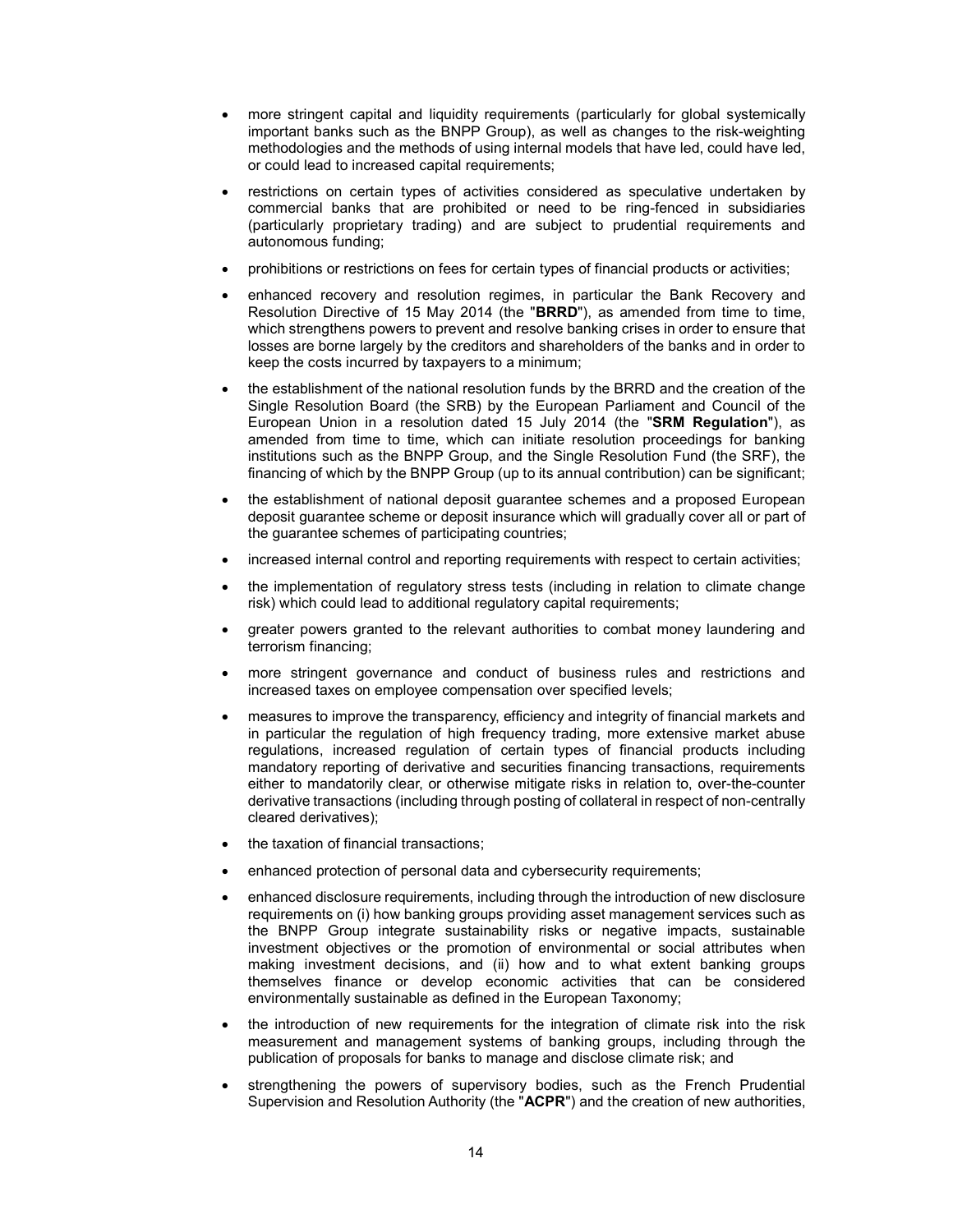- more stringent capital and liquidity requirements (particularly for global systemically important banks such as the BNPP Group), as well as changes to the risk-weighting methodologies and the methods of using internal models that have led, could have led, or could lead to increased capital requirements;
- restrictions on certain types of activities considered as speculative undertaken by commercial banks that are prohibited or need to be ring-fenced in subsidiaries (particularly proprietary trading) and are subject to prudential requirements and autonomous funding;
- prohibitions or restrictions on fees for certain types of financial products or activities;
- enhanced recovery and resolution regimes, in particular the Bank Recovery and Resolution Directive of 15 May 2014 (the "**BRRD**"), as amended from time to time, which strengthens powers to prevent and resolve banking crises in order to ensure that losses are borne largely by the creditors and shareholders of the banks and in order to keep the costs incurred by taxpayers to a minimum;
- the establishment of the national resolution funds by the BRRD and the creation of the Single Resolution Board (the SRB) by the European Parliament and Council of the European Union in a resolution dated 15 July 2014 (the "**SRM Regulation**"), as amended from time to time, which can initiate resolution proceedings for banking institutions such as the BNPP Group, and the Single Resolution Fund (the SRF), the financing of which by the BNPP Group (up to its annual contribution) can be significant;
- the establishment of national deposit guarantee schemes and a proposed European deposit guarantee scheme or deposit insurance which will gradually cover all or part of the guarantee schemes of participating countries;
- increased internal control and reporting requirements with respect to certain activities;
- the implementation of regulatory stress tests (including in relation to climate change risk) which could lead to additional regulatory capital requirements;
- greater powers granted to the relevant authorities to combat money laundering and terrorism financing;
- more stringent governance and conduct of business rules and restrictions and increased taxes on employee compensation over specified levels;
- measures to improve the transparency, efficiency and integrity of financial markets and in particular the regulation of high frequency trading, more extensive market abuse regulations, increased regulation of certain types of financial products including mandatory reporting of derivative and securities financing transactions, requirements either to mandatorily clear, or otherwise mitigate risks in relation to, over-the-counter derivative transactions (including through posting of collateral in respect of non-centrally cleared derivatives);
- the taxation of financial transactions;
- enhanced protection of personal data and cybersecurity requirements;
- enhanced disclosure requirements, including through the introduction of new disclosure requirements on (i) how banking groups providing asset management services such as the BNPP Group integrate sustainability risks or negative impacts, sustainable investment objectives or the promotion of environmental or social attributes when making investment decisions, and (ii) how and to what extent banking groups themselves finance or develop economic activities that can be considered environmentally sustainable as defined in the European Taxonomy;
- the introduction of new requirements for the integration of climate risk into the risk measurement and management systems of banking groups, including through the publication of proposals for banks to manage and disclose climate risk; and
- strengthening the powers of supervisory bodies, such as the French Prudential Supervision and Resolution Authority (the "**ACPR**") and the creation of new authorities,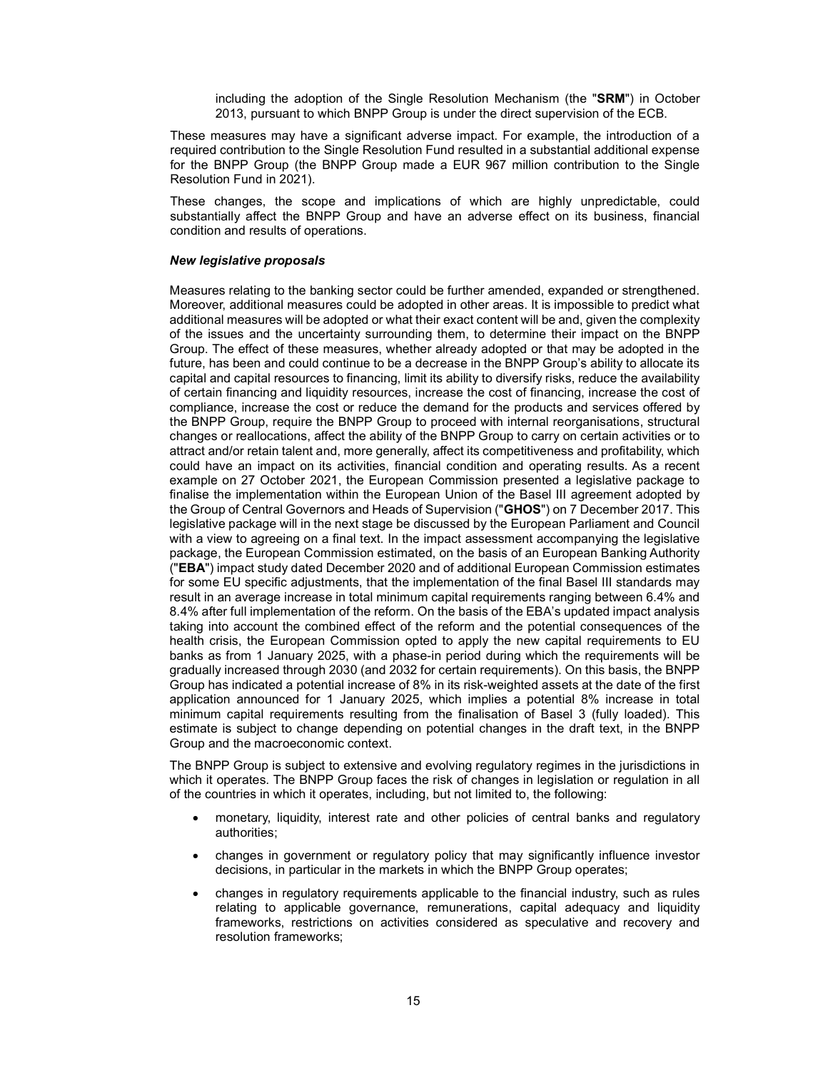including the adoption of the Single Resolution Mechanism (the "**SRM**") in October 2013, pursuant to which BNPP Group is under the direct supervision of the ECB.

These measures may have a significant adverse impact. For example, the introduction of a required contribution to the Single Resolution Fund resulted in a substantial additional expense for the BNPP Group (the BNPP Group made a EUR 967 million contribution to the Single Resolution Fund in 2021).

These changes, the scope and implications of which are highly unpredictable, could substantially affect the BNPP Group and have an adverse effect on its business, financial condition and results of operations.

***New legislative proposals***

Measures relating to the banking sector could be further amended, expanded or strengthened. Moreover, additional measures could be adopted in other areas. It is impossible to predict what additional measures will be adopted or what their exact content will be and, given the complexity of the issues and the uncertainty surrounding them, to determine their impact on the BNPP Group. The effect of these measures, whether already adopted or that may be adopted in the future, has been and could continue to be a decrease in the BNPP Group's ability to allocate its capital and capital resources to financing, limit its ability to diversify risks, reduce the availability of certain financing and liquidity resources, increase the cost of financing, increase the cost of compliance, increase the cost or reduce the demand for the products and services offered by the BNPP Group, require the BNPP Group to proceed with internal reorganisations, structural changes or reallocations, affect the ability of the BNPP Group to carry on certain activities or to attract and/or retain talent and, more generally, affect its competitiveness and profitability, which could have an impact on its activities, financial condition and operating results. As a recent example on 27 October 2021, the European Commission presented a legislative package to finalise the implementation within the European Union of the Basel III agreement adopted by the Group of Central Governors and Heads of Supervision ("**GHOS**") on 7 December 2017. This legislative package will in the next stage be discussed by the European Parliament and Council with a view to agreeing on a final text. In the impact assessment accompanying the legislative package, the European Commission estimated, on the basis of an European Banking Authority ("**EBA**") impact study dated December 2020 and of additional European Commission estimates for some EU specific adjustments, that the implementation of the final Basel III standards may result in an average increase in total minimum capital requirements ranging between 6.4% and 8.4% after full implementation of the reform. On the basis of the EBA's updated impact analysis taking into account the combined effect of the reform and the potential consequences of the health crisis, the European Commission opted to apply the new capital requirements to EU banks as from 1 January 2025, with a phase-in period during which the requirements will be gradually increased through 2030 (and 2032 for certain requirements). On this basis, the BNPP Group has indicated a potential increase of 8% in its risk-weighted assets at the date of the first application announced for 1 January 2025, which implies a potential 8% increase in total minimum capital requirements resulting from the finalisation of Basel 3 (fully loaded). This estimate is subject to change depending on potential changes in the draft text, in the BNPP Group and the macroeconomic context.

The BNPP Group is subject to extensive and evolving regulatory regimes in the jurisdictions in which it operates. The BNPP Group faces the risk of changes in legislation or regulation in all of the countries in which it operates, including, but not limited to, the following:

- monetary, liquidity, interest rate and other policies of central banks and regulatory authorities;
- changes in government or regulatory policy that may significantly influence investor decisions, in particular in the markets in which the BNPP Group operates;
- changes in regulatory requirements applicable to the financial industry, such as rules relating to applicable governance, remunerations, capital adequacy and liquidity frameworks, restrictions on activities considered as speculative and recovery and resolution frameworks;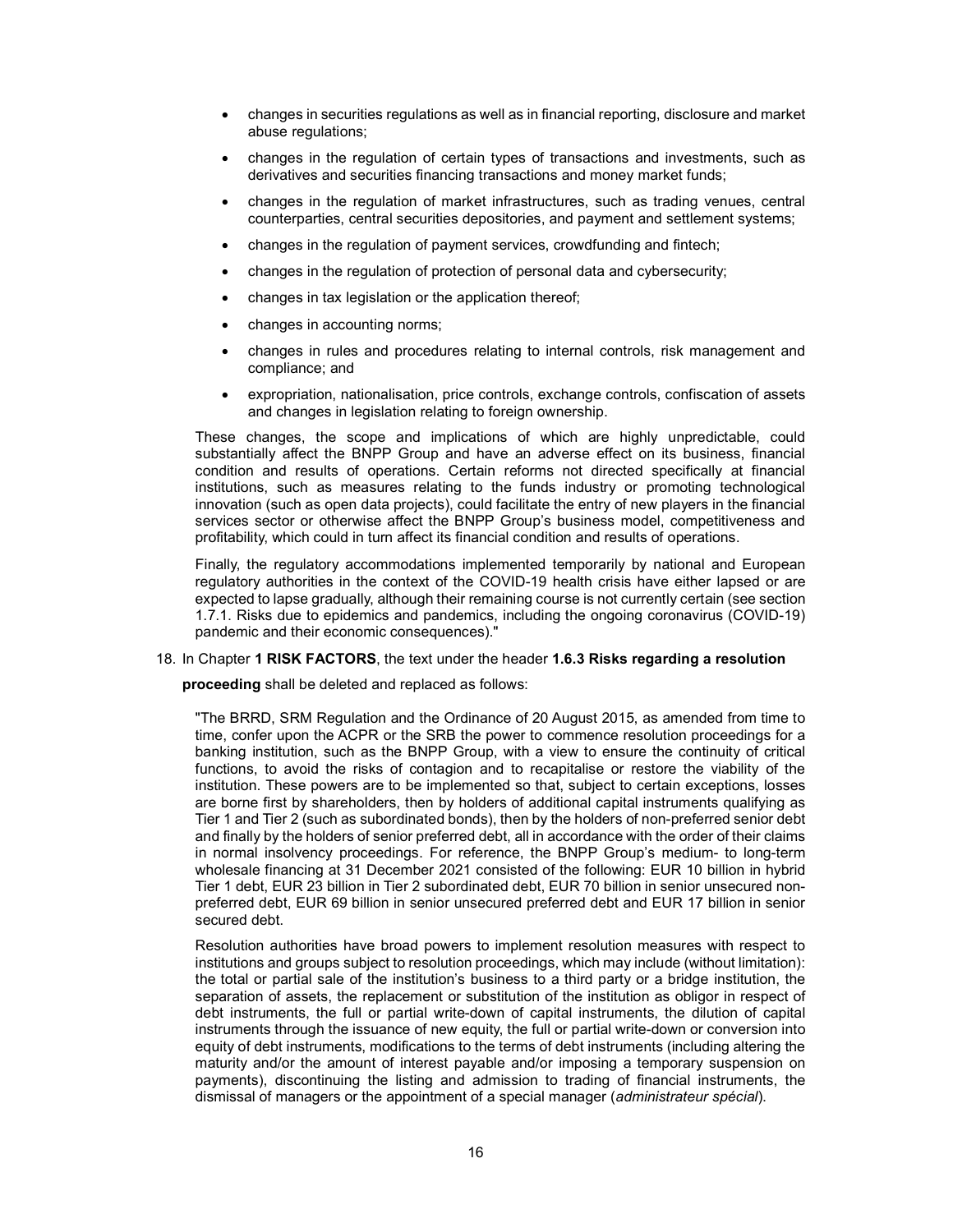- changes in securities regulations as well as in financial reporting, disclosure and market abuse regulations;
- changes in the regulation of certain types of transactions and investments, such as derivatives and securities financing transactions and money market funds;
- changes in the regulation of market infrastructures, such as trading venues, central counterparties, central securities depositories, and payment and settlement systems;
- changes in the regulation of payment services, crowdfunding and fintech;
- changes in the regulation of protection of personal data and cybersecurity;
- changes in tax legislation or the application thereof;
- changes in accounting norms;
- changes in rules and procedures relating to internal controls, risk management and compliance; and
- expropriation, nationalisation, price controls, exchange controls, confiscation of assets and changes in legislation relating to foreign ownership.

These changes, the scope and implications of which are highly unpredictable, could substantially affect the BNPP Group and have an adverse effect on its business, financial condition and results of operations. Certain reforms not directed specifically at financial institutions, such as measures relating to the funds industry or promoting technological innovation (such as open data projects), could facilitate the entry of new players in the financial services sector or otherwise affect the BNPP Group's business model, competitiveness and profitability, which could in turn affect its financial condition and results of operations.

Finally, the regulatory accommodations implemented temporarily by national and European regulatory authorities in the context of the COVID-19 health crisis have either lapsed or are expected to lapse gradually, although their remaining course is not currently certain (see section 1.7.1. Risks due to epidemics and pandemics, including the ongoing coronavirus (COVID-19) pandemic and their economic consequences)."

18. In Chapter **1 RISK FACTORS**, the text under the header **1.6.3 Risks regarding a resolution proceeding** shall be deleted and replaced as follows:

"The BRRD, SRM Regulation and the Ordinance of 20 August 2015, as amended from time to time, confer upon the ACPR or the SRB the power to commence resolution proceedings for a banking institution, such as the BNPP Group, with a view to ensure the continuity of critical functions, to avoid the risks of contagion and to recapitalise or restore the viability of the institution. These powers are to be implemented so that, subject to certain exceptions, losses are borne first by shareholders, then by holders of additional capital instruments qualifying as Tier 1 and Tier 2 (such as subordinated bonds), then by the holders of non-preferred senior debt and finally by the holders of senior preferred debt, all in accordance with the order of their claims in normal insolvency proceedings. For reference, the BNPP Group's medium- to long-term wholesale financing at 31 December 2021 consisted of the following: EUR 10 billion in hybrid Tier 1 debt, EUR 23 billion in Tier 2 subordinated debt, EUR 70 billion in senior unsecured non-preferred debt, EUR 69 billion in senior unsecured preferred debt and EUR 17 billion in senior secured debt.

Resolution authorities have broad powers to implement resolution measures with respect to institutions and groups subject to resolution proceedings, which may include (without limitation): the total or partial sale of the institution's business to a third party or a bridge institution, the separation of assets, the replacement or substitution of the institution as obligor in respect of debt instruments, the full or partial write-down of capital instruments, the dilution of capital instruments through the issuance of new equity, the full or partial write-down or conversion into equity of debt instruments, modifications to the terms of debt instruments (including altering the maturity and/or the amount of interest payable and/or imposing a temporary suspension on payments), discontinuing the listing and admission to trading of financial instruments, the dismissal of managers or the appointment of a special manager (*administrateur spécial*).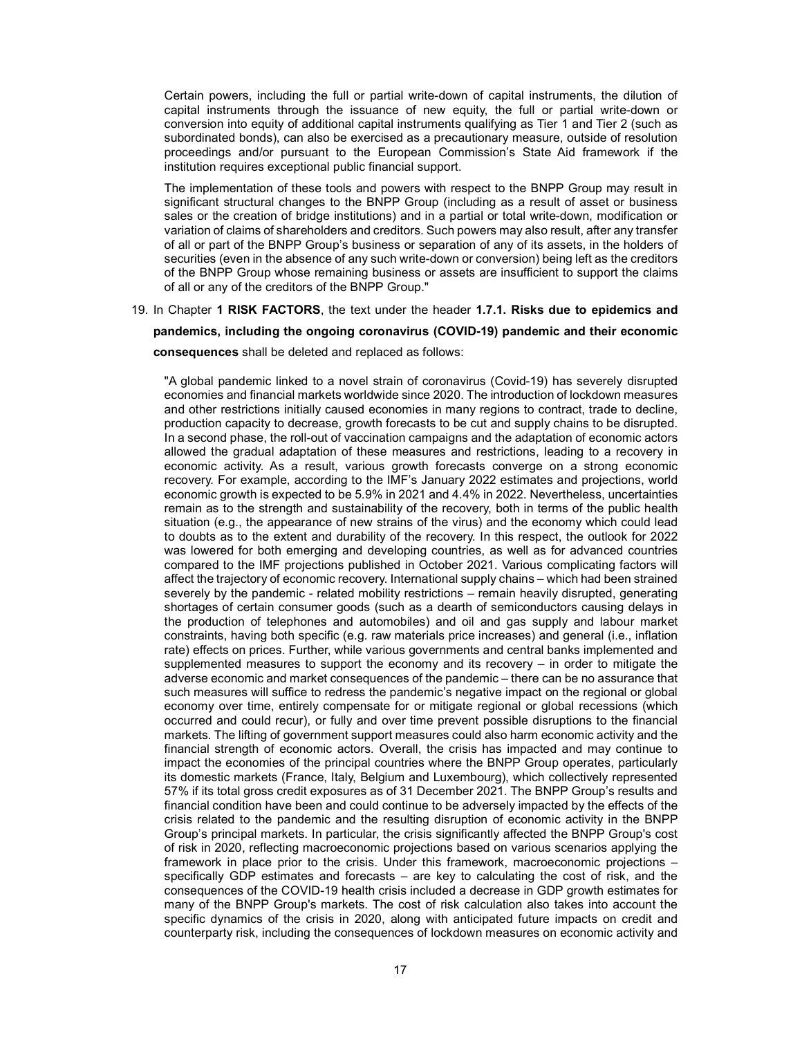Certain powers, including the full or partial write-down of capital instruments, the dilution of capital instruments through the issuance of new equity, the full or partial write-down or conversion into equity of additional capital instruments qualifying as Tier 1 and Tier 2 (such as subordinated bonds), can also be exercised as a precautionary measure, outside of resolution proceedings and/or pursuant to the European Commission's State Aid framework if the institution requires exceptional public financial support.

The implementation of these tools and powers with respect to the BNPP Group may result in significant structural changes to the BNPP Group (including as a result of asset or business sales or the creation of bridge institutions) and in a partial or total write-down, modification or variation of claims of shareholders and creditors. Such powers may also result, after any transfer of all or part of the BNPP Group's business or separation of any of its assets, in the holders of securities (even in the absence of any such write-down or conversion) being left as the creditors of the BNPP Group whose remaining business or assets are insufficient to support the claims of all or any of the creditors of the BNPP Group."

19. In Chapter **1 RISK FACTORS**, the text under the header **1.7.1. Risks due to epidemics and pandemics, including the ongoing coronavirus (COVID-19) pandemic and their economic consequences** shall be deleted and replaced as follows:

"A global pandemic linked to a novel strain of coronavirus (Covid-19) has severely disrupted economies and financial markets worldwide since 2020. The introduction of lockdown measures and other restrictions initially caused economies in many regions to contract, trade to decline, production capacity to decrease, growth forecasts to be cut and supply chains to be disrupted. In a second phase, the roll-out of vaccination campaigns and the adaptation of economic actors allowed the gradual adaptation of these measures and restrictions, leading to a recovery in economic activity. As a result, various growth forecasts converge on a strong economic recovery. For example, according to the IMF's January 2022 estimates and projections, world economic growth is expected to be 5.9% in 2021 and 4.4% in 2022. Nevertheless, uncertainties remain as to the strength and sustainability of the recovery, both in terms of the public health situation (e.g., the appearance of new strains of the virus) and the economy which could lead to doubts as to the extent and durability of the recovery. In this respect, the outlook for 2022 was lowered for both emerging and developing countries, as well as for advanced countries compared to the IMF projections published in October 2021. Various complicating factors will affect the trajectory of economic recovery. International supply chains – which had been strained severely by the pandemic - related mobility restrictions – remain heavily disrupted, generating shortages of certain consumer goods (such as a dearth of semiconductors causing delays in the production of telephones and automobiles) and oil and gas supply and labour market constraints, having both specific (e.g. raw materials price increases) and general (i.e., inflation rate) effects on prices. Further, while various governments and central banks implemented and supplemented measures to support the economy and its recovery – in order to mitigate the adverse economic and market consequences of the pandemic – there can be no assurance that such measures will suffice to redress the pandemic's negative impact on the regional or global economy over time, entirely compensate for or mitigate regional or global recessions (which occurred and could recur), or fully and over time prevent possible disruptions to the financial markets. The lifting of government support measures could also harm economic activity and the financial strength of economic actors. Overall, the crisis has impacted and may continue to impact the economies of the principal countries where the BNPP Group operates, particularly its domestic markets (France, Italy, Belgium and Luxembourg), which collectively represented 57% if its total gross credit exposures as of 31 December 2021. The BNPP Group's results and financial condition have been and could continue to be adversely impacted by the effects of the crisis related to the pandemic and the resulting disruption of economic activity in the BNPP Group's principal markets. In particular, the crisis significantly affected the BNPP Group's cost of risk in 2020, reflecting macroeconomic projections based on various scenarios applying the framework in place prior to the crisis. Under this framework, macroeconomic projections – specifically GDP estimates and forecasts – are key to calculating the cost of risk, and the consequences of the COVID-19 health crisis included a decrease in GDP growth estimates for many of the BNPP Group's markets. The cost of risk calculation also takes into account the specific dynamics of the crisis in 2020, along with anticipated future impacts on credit and counterparty risk, including the consequences of lockdown measures on economic activity and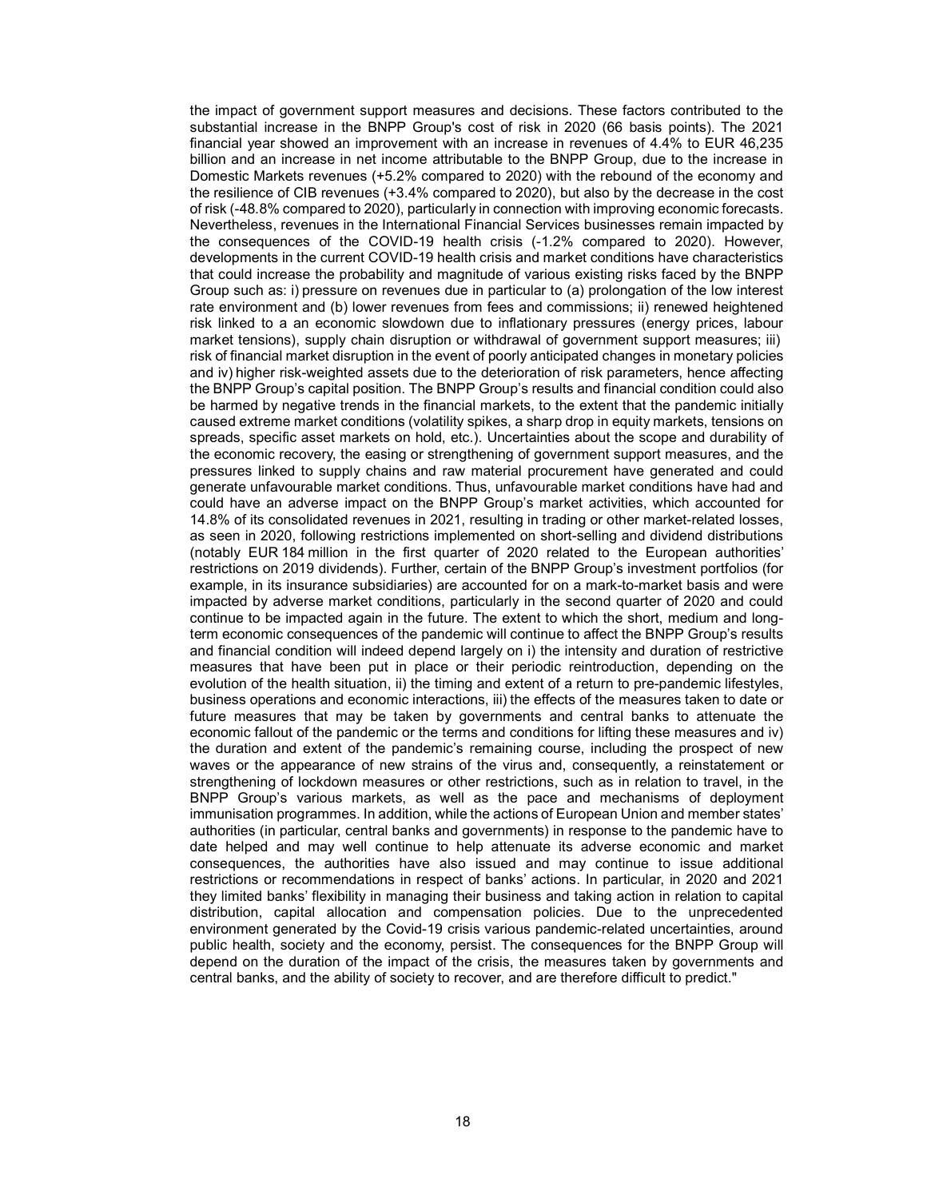the impact of government support measures and decisions. These factors contributed to the substantial increase in the BNPP Group's cost of risk in 2020 (66 basis points). The 2021 financial year showed an improvement with an increase in revenues of 4.4% to EUR 46,235 billion and an increase in net income attributable to the BNPP Group, due to the increase in Domestic Markets revenues (+5.2% compared to 2020) with the rebound of the economy and the resilience of CIB revenues (+3.4% compared to 2020), but also by the decrease in the cost of risk (-48.8% compared to 2020), particularly in connection with improving economic forecasts. Nevertheless, revenues in the International Financial Services businesses remain impacted by the consequences of the COVID-19 health crisis (-1.2% compared to 2020). However, developments in the current COVID-19 health crisis and market conditions have characteristics that could increase the probability and magnitude of various existing risks faced by the BNPP Group such as: i) pressure on revenues due in particular to (a) prolongation of the low interest rate environment and (b) lower revenues from fees and commissions; ii) renewed heightened risk linked to a an economic slowdown due to inflationary pressures (energy prices, labour market tensions), supply chain disruption or withdrawal of government support measures; iii) risk of financial market disruption in the event of poorly anticipated changes in monetary policies and iv) higher risk-weighted assets due to the deterioration of risk parameters, hence affecting the BNPP Group's capital position. The BNPP Group's results and financial condition could also be harmed by negative trends in the financial markets, to the extent that the pandemic initially caused extreme market conditions (volatility spikes, a sharp drop in equity markets, tensions on spreads, specific asset markets on hold, etc.). Uncertainties about the scope and durability of the economic recovery, the easing or strengthening of government support measures, and the pressures linked to supply chains and raw material procurement have generated and could generate unfavourable market conditions. Thus, unfavourable market conditions have had and could have an adverse impact on the BNPP Group's market activities, which accounted for 14.8% of its consolidated revenues in 2021, resulting in trading or other market-related losses, as seen in 2020, following restrictions implemented on short-selling and dividend distributions (notably EUR 184 million in the first quarter of 2020 related to the European authorities' restrictions on 2019 dividends). Further, certain of the BNPP Group's investment portfolios (for example, in its insurance subsidiaries) are accounted for on a mark-to-market basis and were impacted by adverse market conditions, particularly in the second quarter of 2020 and could continue to be impacted again in the future. The extent to which the short, medium and long-term economic consequences of the pandemic will continue to affect the BNPP Group's results and financial condition will indeed depend largely on i) the intensity and duration of restrictive measures that have been put in place or their periodic reintroduction, depending on the evolution of the health situation, ii) the timing and extent of a return to pre-pandemic lifestyles, business operations and economic interactions, iii) the effects of the measures taken to date or future measures that may be taken by governments and central banks to attenuate the economic fallout of the pandemic or the terms and conditions for lifting these measures and iv) the duration and extent of the pandemic's remaining course, including the prospect of new waves or the appearance of new strains of the virus and, consequently, a reinstatement or strengthening of lockdown measures or other restrictions, such as in relation to travel, in the BNPP Group's various markets, as well as the pace and mechanisms of deployment immunisation programmes. In addition, while the actions of European Union and member states' authorities (in particular, central banks and governments) in response to the pandemic have to date helped and may well continue to help attenuate its adverse economic and market consequences, the authorities have also issued and may continue to issue additional restrictions or recommendations in respect of banks' actions. In particular, in 2020 and 2021 they limited banks' flexibility in managing their business and taking action in relation to capital distribution, capital allocation and compensation policies. Due to the unprecedented environment generated by the Covid-19 crisis various pandemic-related uncertainties, around public health, society and the economy, persist. The consequences for the BNPP Group will depend on the duration of the impact of the crisis, the measures taken by governments and central banks, and the ability of society to recover, and are therefore difficult to predict."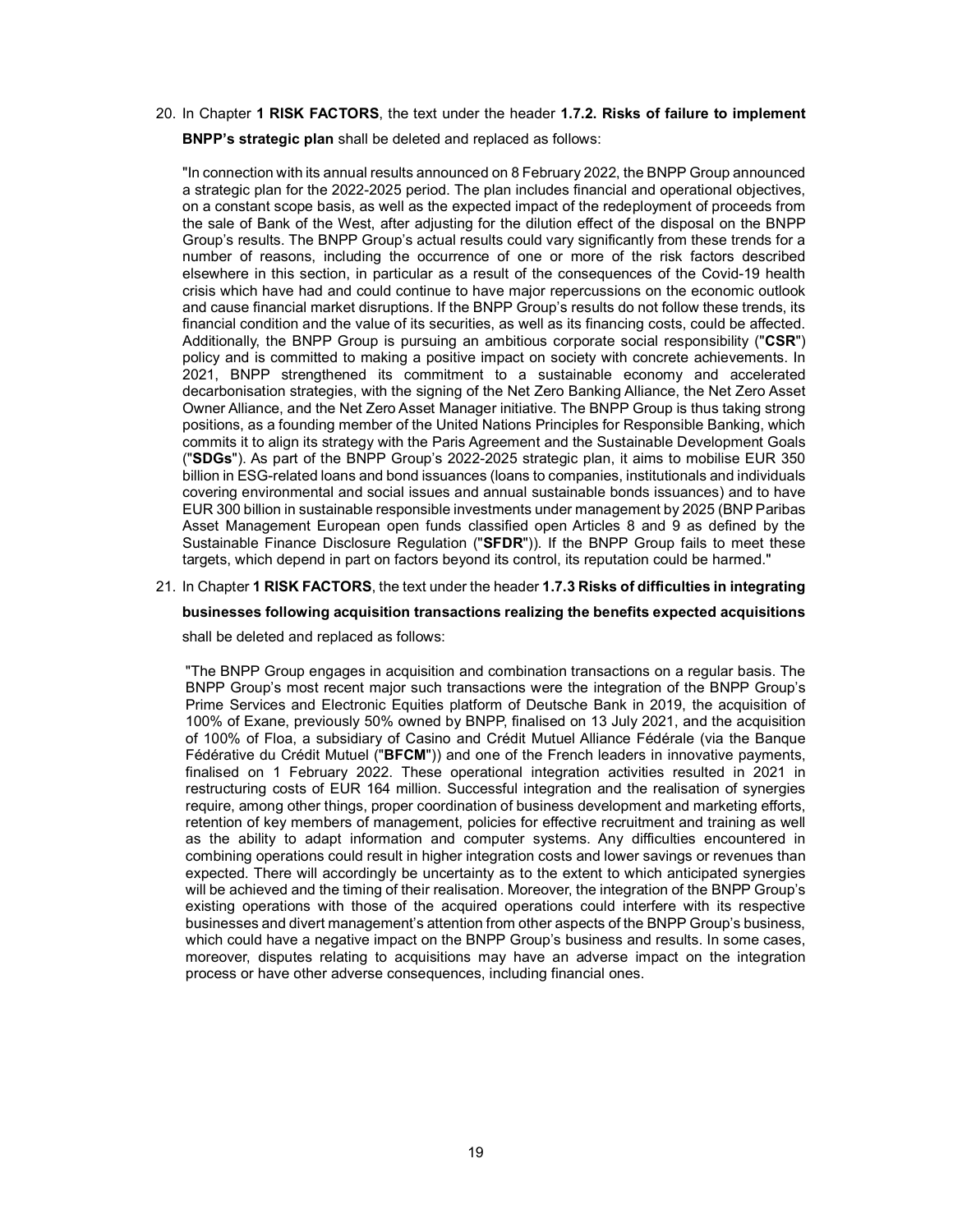20. In Chapter **1 RISK FACTORS**, the text under the header **1.7.2. Risks of failure to implement BNPP's strategic plan** shall be deleted and replaced as follows:

"In connection with its annual results announced on 8 February 2022, the BNPP Group announced a strategic plan for the 2022-2025 period. The plan includes financial and operational objectives, on a constant scope basis, as well as the expected impact of the redeployment of proceeds from the sale of Bank of the West, after adjusting for the dilution effect of the disposal on the BNPP Group's results. The BNPP Group's actual results could vary significantly from these trends for a number of reasons, including the occurrence of one or more of the risk factors described elsewhere in this section, in particular as a result of the consequences of the Covid-19 health crisis which have had and could continue to have major repercussions on the economic outlook and cause financial market disruptions. If the BNPP Group's results do not follow these trends, its financial condition and the value of its securities, as well as its financing costs, could be affected. Additionally, the BNPP Group is pursuing an ambitious corporate social responsibility ("**CSR**") policy and is committed to making a positive impact on society with concrete achievements. In 2021, BNPP strengthened its commitment to a sustainable economy and accelerated decarbonisation strategies, with the signing of the Net Zero Banking Alliance, the Net Zero Asset Owner Alliance, and the Net Zero Asset Manager initiative. The BNPP Group is thus taking strong positions, as a founding member of the United Nations Principles for Responsible Banking, which commits it to align its strategy with the Paris Agreement and the Sustainable Development Goals ("**SDGs**"). As part of the BNPP Group's 2022-2025 strategic plan, it aims to mobilise EUR 350 billion in ESG-related loans and bond issuances (loans to companies, institutionals and individuals covering environmental and social issues and annual sustainable bonds issuances) and to have EUR 300 billion in sustainable responsible investments under management by 2025 (BNP Paribas Asset Management European open funds classified open Articles 8 and 9 as defined by the Sustainable Finance Disclosure Regulation ("**SFDR**")). If the BNPP Group fails to meet these targets, which depend in part on factors beyond its control, its reputation could be harmed."

21. In Chapter **1 RISK FACTORS**, the text under the header **1.7.3 Risks of difficulties in integrating businesses following acquisition transactions realizing the benefits expected acquisitions** shall be deleted and replaced as follows:

"The BNPP Group engages in acquisition and combination transactions on a regular basis. The BNPP Group's most recent major such transactions were the integration of the BNPP Group's Prime Services and Electronic Equities platform of Deutsche Bank in 2019, the acquisition of 100% of Exane, previously 50% owned by BNPP, finalised on 13 July 2021, and the acquisition of 100% of Floa, a subsidiary of Casino and Crédit Mutuel Alliance Fédérale (via the Banque Fédérative du Crédit Mutuel ("**BFCM**")) and one of the French leaders in innovative payments, finalised on 1 February 2022. These operational integration activities resulted in 2021 in restructuring costs of EUR 164 million. Successful integration and the realisation of synergies require, among other things, proper coordination of business development and marketing efforts, retention of key members of management, policies for effective recruitment and training as well as the ability to adapt information and computer systems. Any difficulties encountered in combining operations could result in higher integration costs and lower savings or revenues than expected. There will accordingly be uncertainty as to the extent to which anticipated synergies will be achieved and the timing of their realisation. Moreover, the integration of the BNPP Group's existing operations with those of the acquired operations could interfere with its respective businesses and divert management's attention from other aspects of the BNPP Group's business, which could have a negative impact on the BNPP Group's business and results. In some cases, moreover, disputes relating to acquisitions may have an adverse impact on the integration process or have other adverse consequences, including financial ones.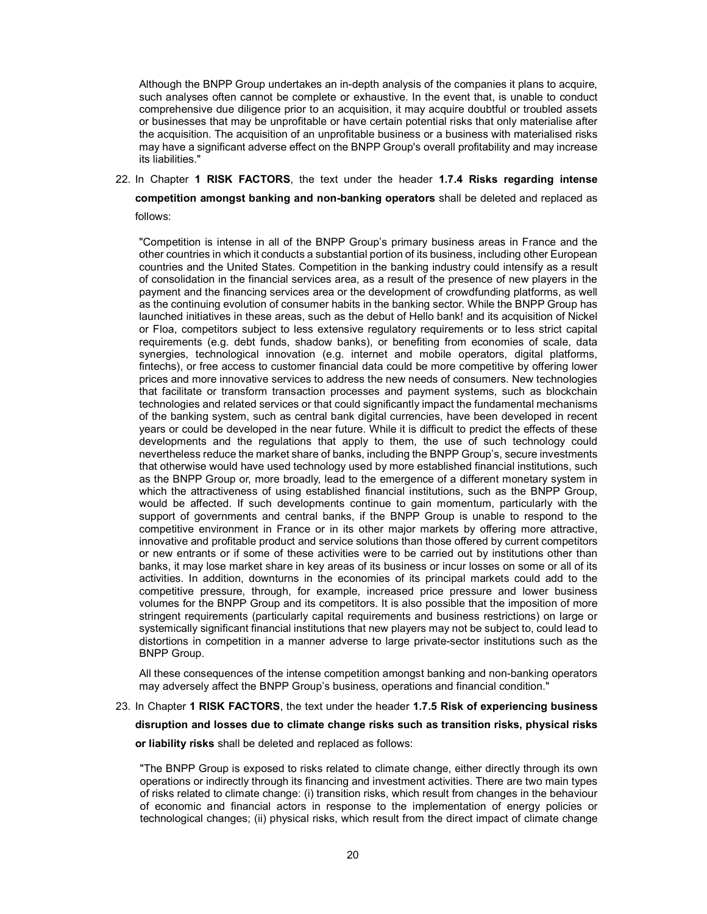Although the BNPP Group undertakes an in-depth analysis of the companies it plans to acquire, such analyses often cannot be complete or exhaustive. In the event that, is unable to conduct comprehensive due diligence prior to an acquisition, it may acquire doubtful or troubled assets or businesses that may be unprofitable or have certain potential risks that only materialise after the acquisition. The acquisition of an unprofitable business or a business with materialised risks may have a significant adverse effect on the BNPP Group's overall profitability and may increase its liabilities."

22. In Chapter **1 RISK FACTORS**, the text under the header **1.7.4 Risks regarding intense competition amongst banking and non-banking operators** shall be deleted and replaced as follows:

"Competition is intense in all of the BNPP Group's primary business areas in France and the other countries in which it conducts a substantial portion of its business, including other European countries and the United States. Competition in the banking industry could intensify as a result of consolidation in the financial services area, as a result of the presence of new players in the payment and the financing services area or the development of crowdfunding platforms, as well as the continuing evolution of consumer habits in the banking sector. While the BNPP Group has launched initiatives in these areas, such as the debut of Hello bank! and its acquisition of Nickel or Floa, competitors subject to less extensive regulatory requirements or to less strict capital requirements (e.g. debt funds, shadow banks), or benefiting from economies of scale, data synergies, technological innovation (e.g. internet and mobile operators, digital platforms, fintechs), or free access to customer financial data could be more competitive by offering lower prices and more innovative services to address the new needs of consumers. New technologies that facilitate or transform transaction processes and payment systems, such as blockchain technologies and related services or that could significantly impact the fundamental mechanisms of the banking system, such as central bank digital currencies, have been developed in recent years or could be developed in the near future. While it is difficult to predict the effects of these developments and the regulations that apply to them, the use of such technology could nevertheless reduce the market share of banks, including the BNPP Group's, secure investments that otherwise would have used technology used by more established financial institutions, such as the BNPP Group or, more broadly, lead to the emergence of a different monetary system in which the attractiveness of using established financial institutions, such as the BNPP Group, would be affected. If such developments continue to gain momentum, particularly with the support of governments and central banks, if the BNPP Group is unable to respond to the competitive environment in France or in its other major markets by offering more attractive, innovative and profitable product and service solutions than those offered by current competitors or new entrants or if some of these activities were to be carried out by institutions other than banks, it may lose market share in key areas of its business or incur losses on some or all of its activities. In addition, downturns in the economies of its principal markets could add to the competitive pressure, through, for example, increased price pressure and lower business volumes for the BNPP Group and its competitors. It is also possible that the imposition of more stringent requirements (particularly capital requirements and business restrictions) on large or systemically significant financial institutions that new players may not be subject to, could lead to distortions in competition in a manner adverse to large private-sector institutions such as the BNPP Group.

All these consequences of the intense competition amongst banking and non-banking operators may adversely affect the BNPP Group's business, operations and financial condition."

23. In Chapter **1 RISK FACTORS**, the text under the header **1.7.5 Risk of experiencing business disruption and losses due to climate change risks such as transition risks, physical risks or liability risks** shall be deleted and replaced as follows:

"The BNPP Group is exposed to risks related to climate change, either directly through its own operations or indirectly through its financing and investment activities. There are two main types of risks related to climate change: (i) transition risks, which result from changes in the behaviour of economic and financial actors in response to the implementation of energy policies or technological changes; (ii) physical risks, which result from the direct impact of climate change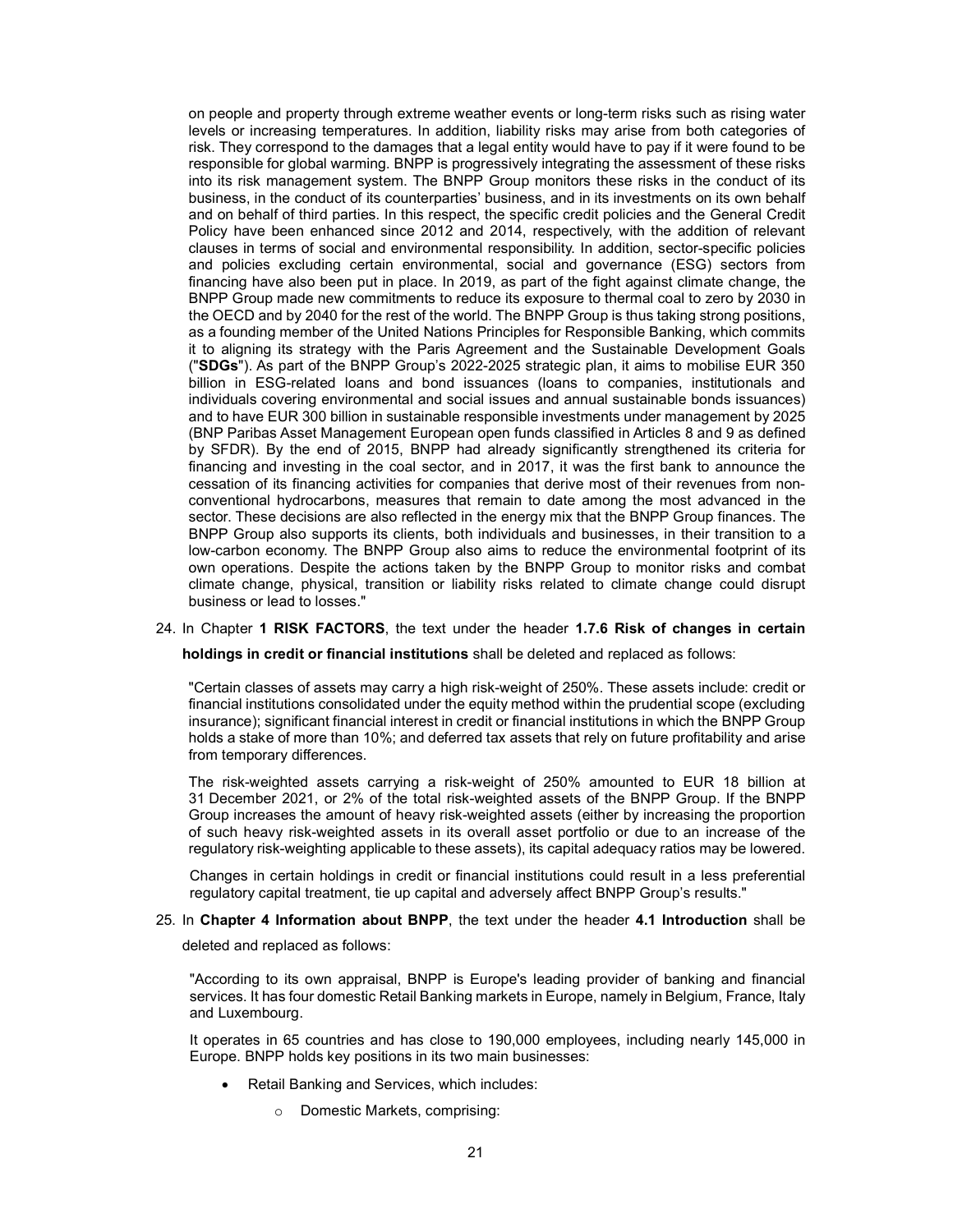on people and property through extreme weather events or long-term risks such as rising water levels or increasing temperatures. In addition, liability risks may arise from both categories of risk. They correspond to the damages that a legal entity would have to pay if it were found to be responsible for global warming. BNPP is progressively integrating the assessment of these risks into its risk management system. The BNPP Group monitors these risks in the conduct of its business, in the conduct of its counterparties' business, and in its investments on its own behalf and on behalf of third parties. In this respect, the specific credit policies and the General Credit Policy have been enhanced since 2012 and 2014, respectively, with the addition of relevant clauses in terms of social and environmental responsibility. In addition, sector-specific policies and policies excluding certain environmental, social and governance (ESG) sectors from financing have also been put in place. In 2019, as part of the fight against climate change, the BNPP Group made new commitments to reduce its exposure to thermal coal to zero by 2030 in the OECD and by 2040 for the rest of the world. The BNPP Group is thus taking strong positions, as a founding member of the United Nations Principles for Responsible Banking, which commits it to aligning its strategy with the Paris Agreement and the Sustainable Development Goals ("**SDGs**"). As part of the BNPP Group's 2022-2025 strategic plan, it aims to mobilise EUR 350 billion in ESG-related loans and bond issuances (loans to companies, institutionals and individuals covering environmental and social issues and annual sustainable bonds issuances) and to have EUR 300 billion in sustainable responsible investments under management by 2025 (BNP Paribas Asset Management European open funds classified in Articles 8 and 9 as defined by SFDR). By the end of 2015, BNPP had already significantly strengthened its criteria for financing and investing in the coal sector, and in 2017, it was the first bank to announce the cessation of its financing activities for companies that derive most of their revenues from non-conventional hydrocarbons, measures that remain to date among the most advanced in the sector. These decisions are also reflected in the energy mix that the BNPP Group finances. The BNPP Group also supports its clients, both individuals and businesses, in their transition to a low-carbon economy. The BNPP Group also aims to reduce the environmental footprint of its own operations. Despite the actions taken by the BNPP Group to monitor risks and combat climate change, physical, transition or liability risks related to climate change could disrupt business or lead to losses."

24. In Chapter **1 RISK FACTORS**, the text under the header **1.7.6 Risk of changes in certain holdings in credit or financial institutions** shall be deleted and replaced as follows:

"Certain classes of assets may carry a high risk-weight of 250%. These assets include: credit or financial institutions consolidated under the equity method within the prudential scope (excluding insurance); significant financial interest in credit or financial institutions in which the BNPP Group holds a stake of more than 10%; and deferred tax assets that rely on future profitability and arise from temporary differences.

The risk-weighted assets carrying a risk-weight of 250% amounted to EUR 18 billion at 31 December 2021, or 2% of the total risk-weighted assets of the BNPP Group. If the BNPP Group increases the amount of heavy risk-weighted assets (either by increasing the proportion of such heavy risk-weighted assets in its overall asset portfolio or due to an increase of the regulatory risk-weighting applicable to these assets), its capital adequacy ratios may be lowered.

Changes in certain holdings in credit or financial institutions could result in a less preferential regulatory capital treatment, tie up capital and adversely affect BNPP Group's results."

25. In **Chapter 4 Information about BNPP**, the text under the header **4.1 Introduction** shall be deleted and replaced as follows:

"According to its own appraisal, BNPP is Europe's leading provider of banking and financial services. It has four domestic Retail Banking markets in Europe, namely in Belgium, France, Italy and Luxembourg.

It operates in 65 countries and has close to 190,000 employees, including nearly 145,000 in Europe. BNPP holds key positions in its two main businesses:

- Retail Banking and Services, which includes:
  - Domestic Markets, comprising: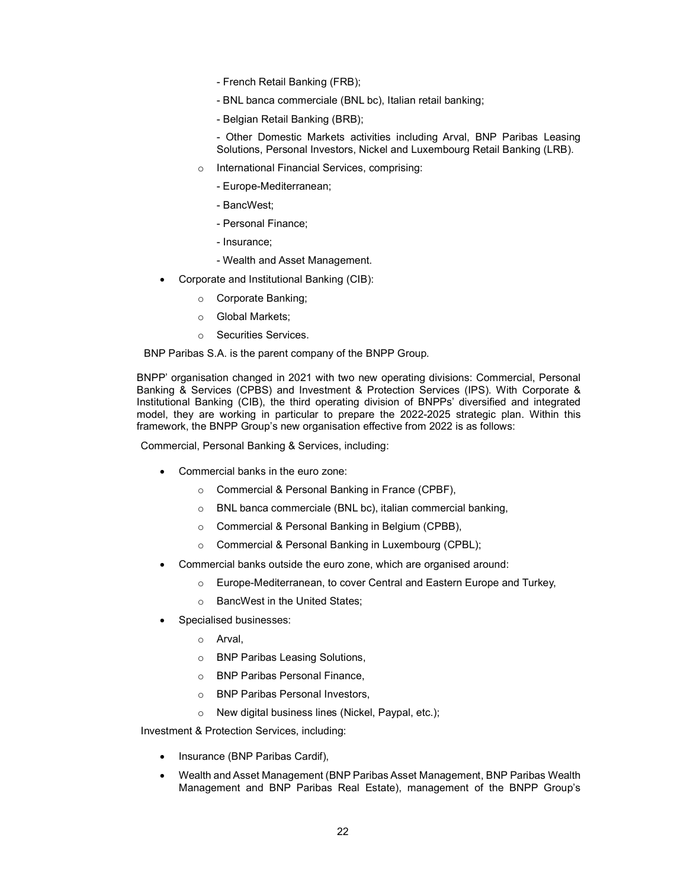- French Retail Banking (FRB);
    - BNL banca commerciale (BNL bc), Italian retail banking;
    - Belgian Retail Banking (BRB);
    - Other Domestic Markets activities including Arval, BNP Paribas Leasing Solutions, Personal Investors, Nickel and Luxembourg Retail Banking (LRB).
  - International Financial Services, comprising:
    - Europe-Mediterranean;
    - BancWest;
    - Personal Finance;
    - Insurance;
    - Wealth and Asset Management.
- Corporate and Institutional Banking (CIB):
  - Corporate Banking;
  - Global Markets;
  - Securities Services.

BNP Paribas S.A. is the parent company of the BNPP Group.

BNPP' organisation changed in 2021 with two new operating divisions: Commercial, Personal Banking & Services (CPBS) and Investment & Protection Services (IPS). With Corporate & Institutional Banking (CIB), the third operating division of BNPPs' diversified and integrated model, they are working in particular to prepare the 2022-2025 strategic plan. Within this framework, the BNPP Group's new organisation effective from 2022 is as follows:

Commercial, Personal Banking & Services, including:

- Commercial banks in the euro zone:
  - Commercial & Personal Banking in France (CPBF),
  - BNL banca commerciale (BNL bc), italian commercial banking,
  - Commercial & Personal Banking in Belgium (CPBB),
  - Commercial & Personal Banking in Luxembourg (CPBL);
- Commercial banks outside the euro zone, which are organised around:
  - Europe-Mediterranean, to cover Central and Eastern Europe and Turkey,
  - BancWest in the United States;
- Specialised businesses:
  - Arval,
  - BNP Paribas Leasing Solutions,
  - BNP Paribas Personal Finance,
  - BNP Paribas Personal Investors,
  - New digital business lines (Nickel, Paypal, etc.);

Investment & Protection Services, including:

- Insurance (BNP Paribas Cardif),
- Wealth and Asset Management (BNP Paribas Asset Management, BNP Paribas Wealth Management and BNP Paribas Real Estate), management of the BNPP Group's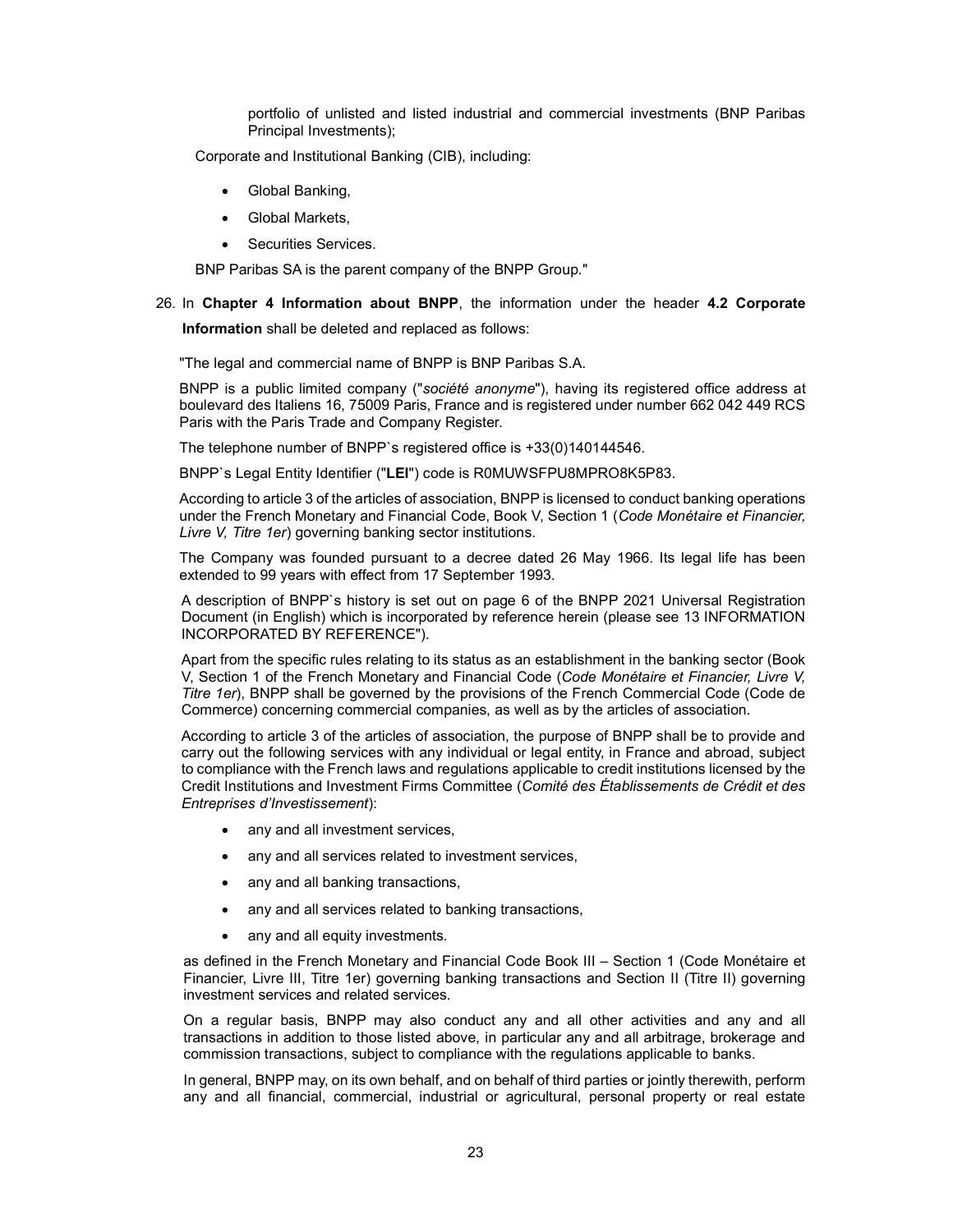portfolio of unlisted and listed industrial and commercial investments (BNP Paribas Principal Investments);

Corporate and Institutional Banking (CIB), including:

- Global Banking,
- Global Markets,
- Securities Services.

BNP Paribas SA is the parent company of the BNPP Group."

26. In **Chapter 4 Information about BNPP**, the information under the header **4.2 Corporate Information** shall be deleted and replaced as follows:

"The legal and commercial name of BNPP is BNP Paribas S.A.

BNPP is a public limited company ("*société anonyme*"), having its registered office address at boulevard des Italiens 16, 75009 Paris, France and is registered under number 662 042 449 RCS Paris with the Paris Trade and Company Register.

The telephone number of BNPP`s registered office is +33(0)140144546.

BNPP`s Legal Entity Identifier ("**LEI**") code is R0MUWSFPU8MPRO8K5P83.

According to article 3 of the articles of association, BNPP is licensed to conduct banking operations under the French Monetary and Financial Code, Book V, Section 1 (*Code Monétaire et Financier, Livre V, Titre 1er*) governing banking sector institutions.

The Company was founded pursuant to a decree dated 26 May 1966. Its legal life has been extended to 99 years with effect from 17 September 1993.

A description of BNPP`s history is set out on page 6 of the BNPP 2021 Universal Registration Document (in English) which is incorporated by reference herein (please see 13 INFORMATION INCORPORATED BY REFERENCE").

Apart from the specific rules relating to its status as an establishment in the banking sector (Book V, Section 1 of the French Monetary and Financial Code (*Code Monétaire et Financier, Livre V, Titre 1er*), BNPP shall be governed by the provisions of the French Commercial Code (Code de Commerce) concerning commercial companies, as well as by the articles of association.

According to article 3 of the articles of association, the purpose of BNPP shall be to provide and carry out the following services with any individual or legal entity, in France and abroad, subject to compliance with the French laws and regulations applicable to credit institutions licensed by the Credit Institutions and Investment Firms Committee (*Comité des Établissements de Crédit et des Entreprises d'Investissement*):

- any and all investment services,
- any and all services related to investment services,
- any and all banking transactions,
- any and all services related to banking transactions,
- any and all equity investments.

as defined in the French Monetary and Financial Code Book III – Section 1 (Code Monétaire et Financier, Livre III, Titre 1er) governing banking transactions and Section II (Titre II) governing investment services and related services.

On a regular basis, BNPP may also conduct any and all other activities and any and all transactions in addition to those listed above, in particular any and all arbitrage, brokerage and commission transactions, subject to compliance with the regulations applicable to banks.

In general, BNPP may, on its own behalf, and on behalf of third parties or jointly therewith, perform any and all financial, commercial, industrial or agricultural, personal property or real estate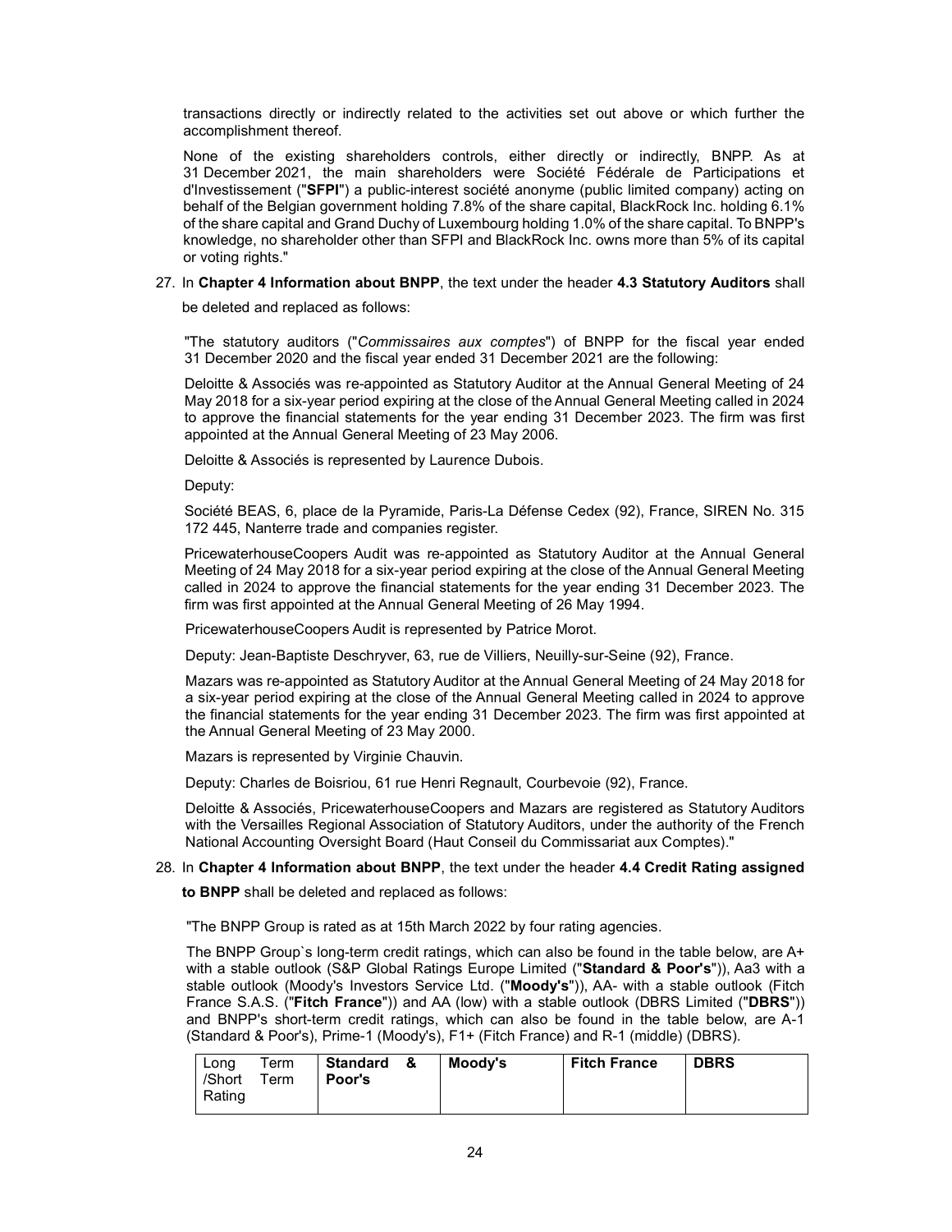transactions directly or indirectly related to the activities set out above or which further the accomplishment thereof.

None of the existing shareholders controls, either directly or indirectly, BNPP. As at 31 December 2021, the main shareholders were Société Fédérale de Participations et d'Investissement ("**SFPI**") a public-interest société anonyme (public limited company) acting on behalf of the Belgian government holding 7.8% of the share capital, BlackRock Inc. holding 6.1% of the share capital and Grand Duchy of Luxembourg holding 1.0% of the share capital. To BNPP's knowledge, no shareholder other than SFPI and BlackRock Inc. owns more than 5% of its capital or voting rights."

27. In **Chapter 4 Information about BNPP**, the text under the header **4.3 Statutory Auditors** shall be deleted and replaced as follows:

"The statutory auditors ("*Commissaires aux comptes*") of BNPP for the fiscal year ended 31 December 2020 and the fiscal year ended 31 December 2021 are the following:

Deloitte & Associés was re-appointed as Statutory Auditor at the Annual General Meeting of 24 May 2018 for a six-year period expiring at the close of the Annual General Meeting called in 2024 to approve the financial statements for the year ending 31 December 2023. The firm was first appointed at the Annual General Meeting of 23 May 2006.

Deloitte & Associés is represented by Laurence Dubois.

Deputy:

Société BEAS, 6, place de la Pyramide, Paris-La Défense Cedex (92), France, SIREN No. 315 172 445, Nanterre trade and companies register.

PricewaterhouseCoopers Audit was re-appointed as Statutory Auditor at the Annual General Meeting of 24 May 2018 for a six-year period expiring at the close of the Annual General Meeting called in 2024 to approve the financial statements for the year ending 31 December 2023. The firm was first appointed at the Annual General Meeting of 26 May 1994.

PricewaterhouseCoopers Audit is represented by Patrice Morot.

Deputy: Jean-Baptiste Deschryver, 63, rue de Villiers, Neuilly-sur-Seine (92), France.

Mazars was re-appointed as Statutory Auditor at the Annual General Meeting of 24 May 2018 for a six-year period expiring at the close of the Annual General Meeting called in 2024 to approve the financial statements for the year ending 31 December 2023. The firm was first appointed at the Annual General Meeting of 23 May 2000.

Mazars is represented by Virginie Chauvin.

Deputy: Charles de Boisriou, 61 rue Henri Regnault, Courbevoie (92), France.

Deloitte & Associés, PricewaterhouseCoopers and Mazars are registered as Statutory Auditors with the Versailles Regional Association of Statutory Auditors, under the authority of the French National Accounting Oversight Board (Haut Conseil du Commissariat aux Comptes)."

28. In **Chapter 4 Information about BNPP**, the text under the header **4.4 Credit Rating assigned to BNPP** shall be deleted and replaced as follows:

"The BNPP Group is rated as at 15th March 2022 by four rating agencies.

The BNPP Group`s long-term credit ratings, which can also be found in the table below, are A+ with a stable outlook (S&P Global Ratings Europe Limited ("**Standard & Poor's**")), Aa3 with a stable outlook (Moody's Investors Service Ltd. ("**Moody's**")), AA- with a stable outlook (Fitch France S.A.S. ("**Fitch France**")) and AA (low) with a stable outlook (DBRS Limited ("**DBRS**")) and BNPP's short-term credit ratings, which can also be found in the table below, are A-1 (Standard & Poor's), Prime-1 (Moody's), F1+ (Fitch France) and R-1 (middle) (DBRS).

| Long Term /Short Term Rating | **Standard & Poor's** | **Moody's** | **Fitch France** | **DBRS** |
|---|---|---|---|---|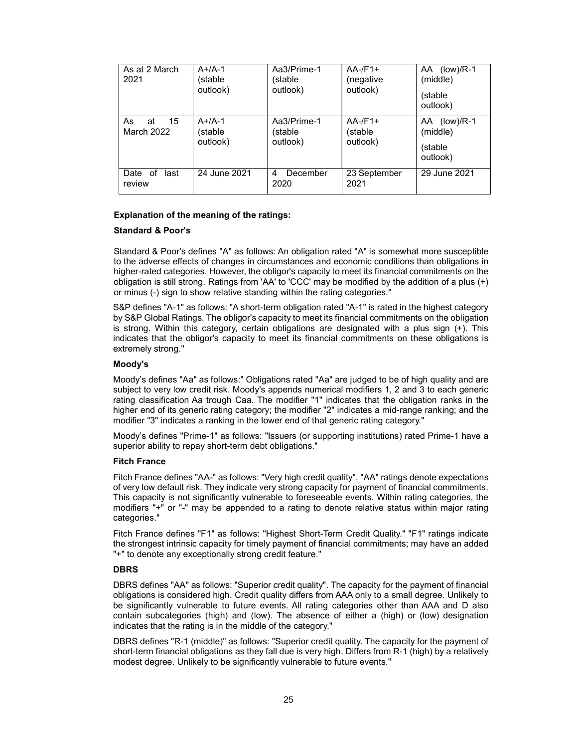| As at 2 March 2021 | A+/A-1 (stable outlook) | Aa3/Prime-1 (stable outlook) | AA-/F1+ (negative outlook) | AA (low)/R-1 (middle) (stable outlook) |
|---|---|---|---|---|
| As at 15 March 2022 | A+/A-1 (stable outlook) | Aa3/Prime-1 (stable outlook) | AA-/F1+ (stable outlook) | AA (low)/R-1 (middle) (stable outlook) |
| Date of last review | 24 June 2021 | 4 December 2020 | 23 September 2021 | 29 June 2021 |

**Explanation of the meaning of the ratings:**

**Standard & Poor's**

Standard & Poor's defines "A" as follows: An obligation rated "A" is somewhat more susceptible to the adverse effects of changes in circumstances and economic conditions than obligations in higher-rated categories. However, the obligor's capacity to meet its financial commitments on the obligation is still strong. Ratings from 'AA' to 'CCC' may be modified by the addition of a plus (+) or minus (-) sign to show relative standing within the rating categories."

S&P defines "A-1" as follows: "A short-term obligation rated "A-1" is rated in the highest category by S&P Global Ratings. The obligor's capacity to meet its financial commitments on the obligation is strong. Within this category, certain obligations are designated with a plus sign (+). This indicates that the obligor's capacity to meet its financial commitments on these obligations is extremely strong."

**Moody's**

Moody's defines "Aa" as follows:" Obligations rated "Aa" are judged to be of high quality and are subject to very low credit risk. Moody's appends numerical modifiers 1, 2 and 3 to each generic rating classification Aa trough Caa. The modifier "1" indicates that the obligation ranks in the higher end of its generic rating category; the modifier "2" indicates a mid-range ranking; and the modifier "3" indicates a ranking in the lower end of that generic rating category."

Moody's defines "Prime-1" as follows: "Issuers (or supporting institutions) rated Prime-1 have a superior ability to repay short-term debt obligations."

**Fitch France**

Fitch France defines "AA-" as follows: "Very high credit quality". "AA" ratings denote expectations of very low default risk. They indicate very strong capacity for payment of financial commitments. This capacity is not significantly vulnerable to foreseeable events. Within rating categories, the modifiers "+" or "-" may be appended to a rating to denote relative status within major rating categories."

Fitch France defines "F1" as follows: "Highest Short-Term Credit Quality." "F1" ratings indicate the strongest intrinsic capacity for timely payment of financial commitments; may have an added "+" to denote any exceptionally strong credit feature."

**DBRS**

DBRS defines "AA" as follows: "Superior credit quality". The capacity for the payment of financial obligations is considered high. Credit quality differs from AAA only to a small degree. Unlikely to be significantly vulnerable to future events. All rating categories other than AAA and D also contain subcategories (high) and (low). The absence of either a (high) or (low) designation indicates that the rating is in the middle of the category."

DBRS defines "R-1 (middle)" as follows: "Superior credit quality. The capacity for the payment of short-term financial obligations as they fall due is very high. Differs from R-1 (high) by a relatively modest degree. Unlikely to be significantly vulnerable to future events."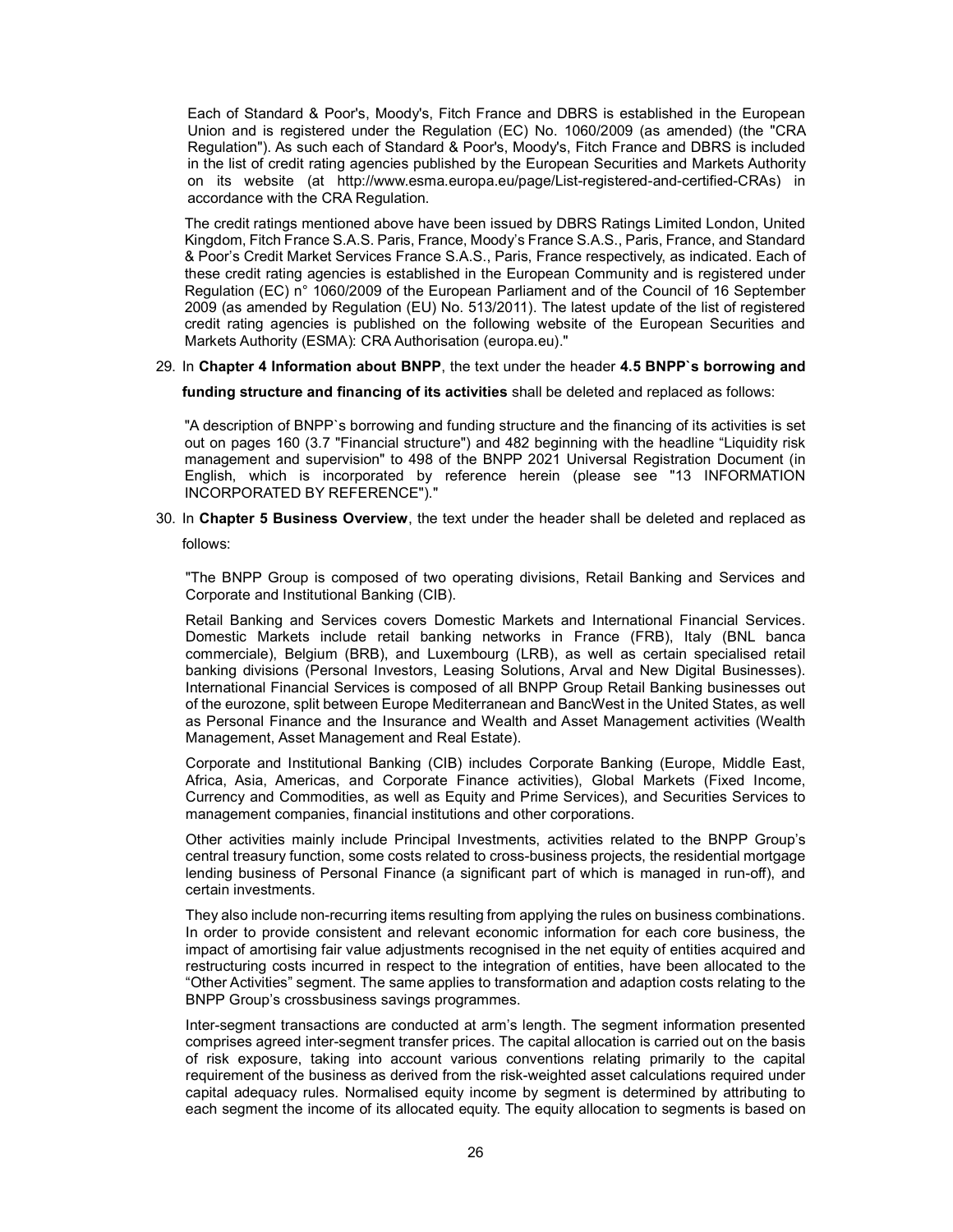Each of Standard & Poor's, Moody's, Fitch France and DBRS is established in the European Union and is registered under the Regulation (EC) No. 1060/2009 (as amended) (the "CRA Regulation"). As such each of Standard & Poor's, Moody's, Fitch France and DBRS is included in the list of credit rating agencies published by the European Securities and Markets Authority on its website (at http://www.esma.europa.eu/page/List-registered-and-certified-CRAs) in accordance with the CRA Regulation.

The credit ratings mentioned above have been issued by DBRS Ratings Limited London, United Kingdom, Fitch France S.A.S. Paris, France, Moody's France S.A.S., Paris, France, and Standard & Poor's Credit Market Services France S.A.S., Paris, France respectively, as indicated. Each of these credit rating agencies is established in the European Community and is registered under Regulation (EC) n° 1060/2009 of the European Parliament and of the Council of 16 September 2009 (as amended by Regulation (EU) No. 513/2011). The latest update of the list of registered credit rating agencies is published on the following website of the European Securities and Markets Authority (ESMA): CRA Authorisation (europa.eu)."

29. In **Chapter 4 Information about BNPP**, the text under the header **4.5 BNPP`s borrowing and funding structure and financing of its activities** shall be deleted and replaced as follows:

"A description of BNPP`s borrowing and funding structure and the financing of its activities is set out on pages 160 (3.7 "Financial structure") and 482 beginning with the headline "Liquidity risk management and supervision" to 498 of the BNPP 2021 Universal Registration Document (in English, which is incorporated by reference herein (please see "13 INFORMATION INCORPORATED BY REFERENCE")."

30. In **Chapter 5 Business Overview**, the text under the header shall be deleted and replaced as follows:

"The BNPP Group is composed of two operating divisions, Retail Banking and Services and Corporate and Institutional Banking (CIB).

Retail Banking and Services covers Domestic Markets and International Financial Services. Domestic Markets include retail banking networks in France (FRB), Italy (BNL banca commerciale), Belgium (BRB), and Luxembourg (LRB), as well as certain specialised retail banking divisions (Personal Investors, Leasing Solutions, Arval and New Digital Businesses). International Financial Services is composed of all BNPP Group Retail Banking businesses out of the eurozone, split between Europe Mediterranean and BancWest in the United States, as well as Personal Finance and the Insurance and Wealth and Asset Management activities (Wealth Management, Asset Management and Real Estate).

Corporate and Institutional Banking (CIB) includes Corporate Banking (Europe, Middle East, Africa, Asia, Americas, and Corporate Finance activities), Global Markets (Fixed Income, Currency and Commodities, as well as Equity and Prime Services), and Securities Services to management companies, financial institutions and other corporations.

Other activities mainly include Principal Investments, activities related to the BNPP Group's central treasury function, some costs related to cross-business projects, the residential mortgage lending business of Personal Finance (a significant part of which is managed in run-off), and certain investments.

They also include non-recurring items resulting from applying the rules on business combinations. In order to provide consistent and relevant economic information for each core business, the impact of amortising fair value adjustments recognised in the net equity of entities acquired and restructuring costs incurred in respect to the integration of entities, have been allocated to the "Other Activities" segment. The same applies to transformation and adaption costs relating to the BNPP Group's crossbusiness savings programmes.

Inter-segment transactions are conducted at arm's length. The segment information presented comprises agreed inter-segment transfer prices. The capital allocation is carried out on the basis of risk exposure, taking into account various conventions relating primarily to the capital requirement of the business as derived from the risk-weighted asset calculations required under capital adequacy rules. Normalised equity income by segment is determined by attributing to each segment the income of its allocated equity. The equity allocation to segments is based on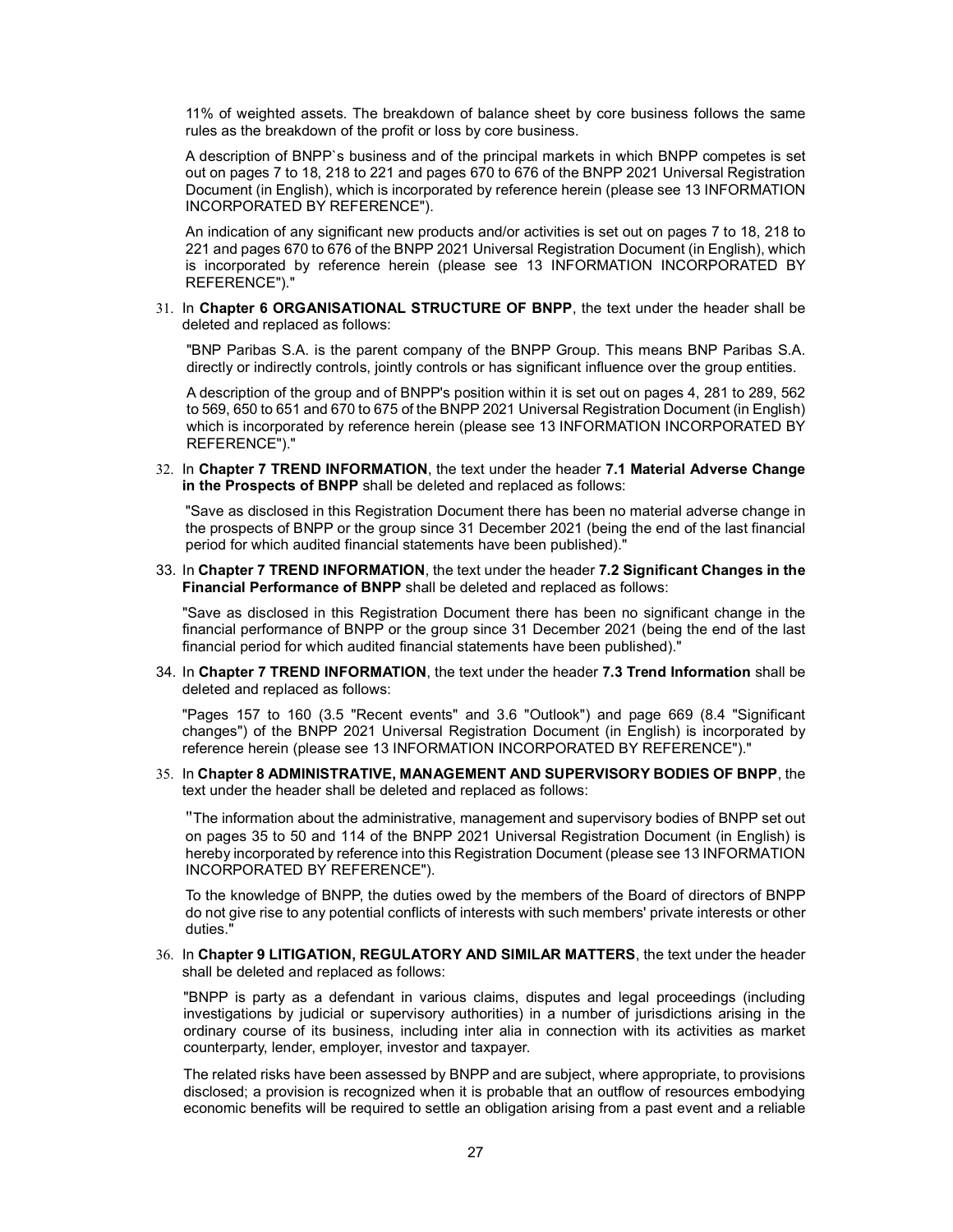11% of weighted assets. The breakdown of balance sheet by core business follows the same rules as the breakdown of the profit or loss by core business.

A description of BNPP`s business and of the principal markets in which BNPP competes is set out on pages 7 to 18, 218 to 221 and pages 670 to 676 of the BNPP 2021 Universal Registration Document (in English), which is incorporated by reference herein (please see 13 INFORMATION INCORPORATED BY REFERENCE").

An indication of any significant new products and/or activities is set out on pages 7 to 18, 218 to 221 and pages 670 to 676 of the BNPP 2021 Universal Registration Document (in English), which is incorporated by reference herein (please see 13 INFORMATION INCORPORATED BY REFERENCE")."

31. In **Chapter 6 ORGANISATIONAL STRUCTURE OF BNPP**, the text under the header shall be deleted and replaced as follows:

    "BNP Paribas S.A. is the parent company of the BNPP Group. This means BNP Paribas S.A. directly or indirectly controls, jointly controls or has significant influence over the group entities.

    A description of the group and of BNPP's position within it is set out on pages 4, 281 to 289, 562 to 569, 650 to 651 and 670 to 675 of the BNPP 2021 Universal Registration Document (in English) which is incorporated by reference herein (please see 13 INFORMATION INCORPORATED BY REFERENCE")."

32. In **Chapter 7 TREND INFORMATION**, the text under the header **7.1 Material Adverse Change in the Prospects of BNPP** shall be deleted and replaced as follows:

    "Save as disclosed in this Registration Document there has been no material adverse change in the prospects of BNPP or the group since 31 December 2021 (being the end of the last financial period for which audited financial statements have been published)."

33. In **Chapter 7 TREND INFORMATION**, the text under the header **7.2 Significant Changes in the Financial Performance of BNPP** shall be deleted and replaced as follows:

    "Save as disclosed in this Registration Document there has been no significant change in the financial performance of BNPP or the group since 31 December 2021 (being the end of the last financial period for which audited financial statements have been published)."

34. In **Chapter 7 TREND INFORMATION**, the text under the header **7.3 Trend Information** shall be deleted and replaced as follows:

    "Pages 157 to 160 (3.5 "Recent events" and 3.6 "Outlook") and page 669 (8.4 "Significant changes") of the BNPP 2021 Universal Registration Document (in English) is incorporated by reference herein (please see 13 INFORMATION INCORPORATED BY REFERENCE")."

35. In **Chapter 8 ADMINISTRATIVE, MANAGEMENT AND SUPERVISORY BODIES OF BNPP**, the text under the header shall be deleted and replaced as follows:

    "The information about the administrative, management and supervisory bodies of BNPP set out on pages 35 to 50 and 114 of the BNPP 2021 Universal Registration Document (in English) is hereby incorporated by reference into this Registration Document (please see 13 INFORMATION INCORPORATED BY REFERENCE").

    To the knowledge of BNPP, the duties owed by the members of the Board of directors of BNPP do not give rise to any potential conflicts of interests with such members' private interests or other duties."

36. In **Chapter 9 LITIGATION, REGULATORY AND SIMILAR MATTERS**, the text under the header shall be deleted and replaced as follows:

    "BNPP is party as a defendant in various claims, disputes and legal proceedings (including investigations by judicial or supervisory authorities) in a number of jurisdictions arising in the ordinary course of its business, including inter alia in connection with its activities as market counterparty, lender, employer, investor and taxpayer.

    The related risks have been assessed by BNPP and are subject, where appropriate, to provisions disclosed; a provision is recognized when it is probable that an outflow of resources embodying economic benefits will be required to settle an obligation arising from a past event and a reliable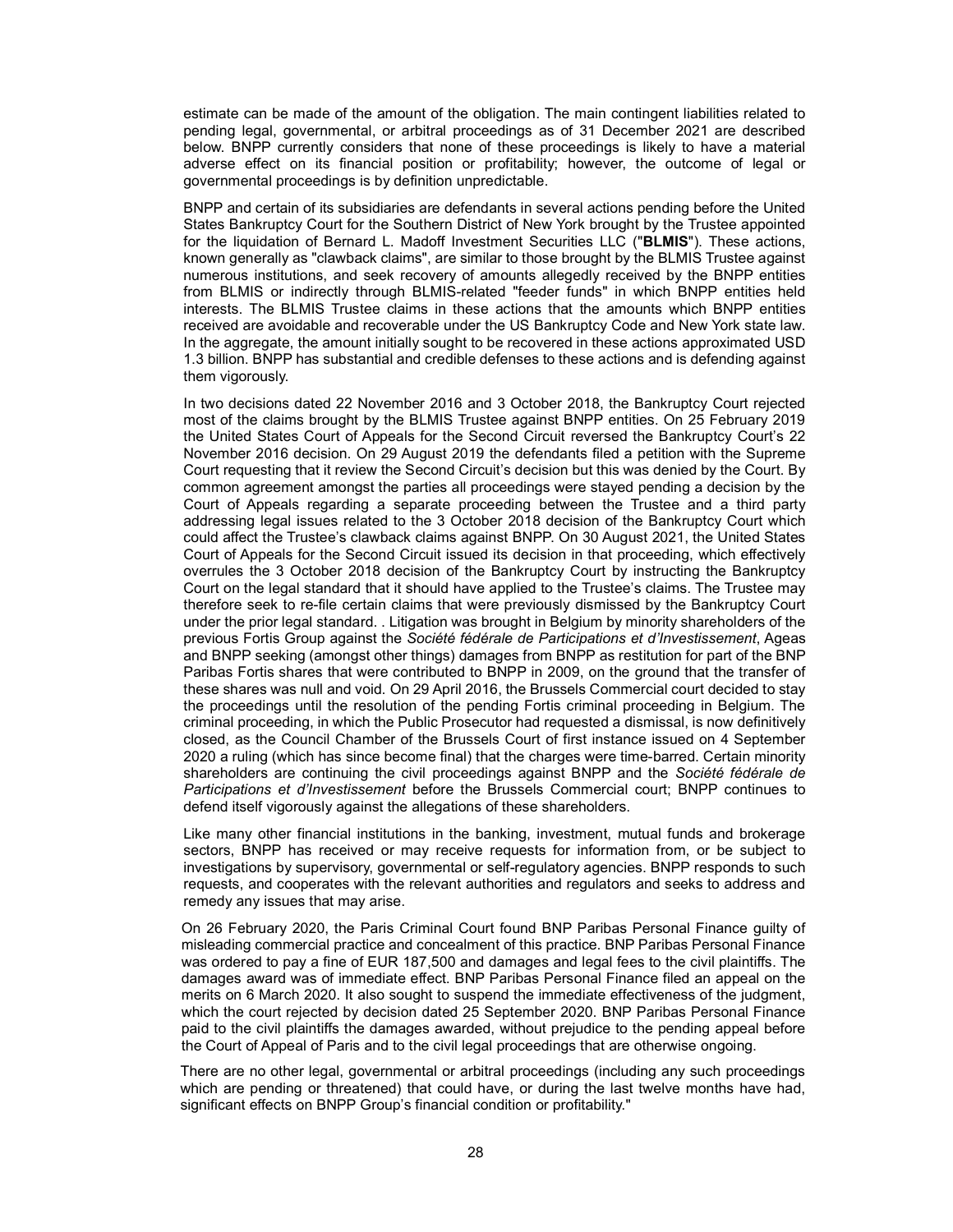estimate can be made of the amount of the obligation. The main contingent liabilities related to pending legal, governmental, or arbitral proceedings as of 31 December 2021 are described below. BNPP currently considers that none of these proceedings is likely to have a material adverse effect on its financial position or profitability; however, the outcome of legal or governmental proceedings is by definition unpredictable.

BNPP and certain of its subsidiaries are defendants in several actions pending before the United States Bankruptcy Court for the Southern District of New York brought by the Trustee appointed for the liquidation of Bernard L. Madoff Investment Securities LLC ("**BLMIS**"). These actions, known generally as "clawback claims", are similar to those brought by the BLMIS Trustee against numerous institutions, and seek recovery of amounts allegedly received by the BNPP entities from BLMIS or indirectly through BLMIS-related "feeder funds" in which BNPP entities held interests. The BLMIS Trustee claims in these actions that the amounts which BNPP entities received are avoidable and recoverable under the US Bankruptcy Code and New York state law. In the aggregate, the amount initially sought to be recovered in these actions approximated USD 1.3 billion. BNPP has substantial and credible defenses to these actions and is defending against them vigorously.

In two decisions dated 22 November 2016 and 3 October 2018, the Bankruptcy Court rejected most of the claims brought by the BLMIS Trustee against BNPP entities. On 25 February 2019 the United States Court of Appeals for the Second Circuit reversed the Bankruptcy Court's 22 November 2016 decision. On 29 August 2019 the defendants filed a petition with the Supreme Court requesting that it review the Second Circuit's decision but this was denied by the Court. By common agreement amongst the parties all proceedings were stayed pending a decision by the Court of Appeals regarding a separate proceeding between the Trustee and a third party addressing legal issues related to the 3 October 2018 decision of the Bankruptcy Court which could affect the Trustee's clawback claims against BNPP. On 30 August 2021, the United States Court of Appeals for the Second Circuit issued its decision in that proceeding, which effectively overrules the 3 October 2018 decision of the Bankruptcy Court by instructing the Bankruptcy Court on the legal standard that it should have applied to the Trustee's claims. The Trustee may therefore seek to re-file certain claims that were previously dismissed by the Bankruptcy Court under the prior legal standard. . Litigation was brought in Belgium by minority shareholders of the previous Fortis Group against the *Société fédérale de Participations et d'Investissement*, Ageas and BNPP seeking (amongst other things) damages from BNPP as restitution for part of the BNP Paribas Fortis shares that were contributed to BNPP in 2009, on the ground that the transfer of these shares was null and void. On 29 April 2016, the Brussels Commercial court decided to stay the proceedings until the resolution of the pending Fortis criminal proceeding in Belgium. The criminal proceeding, in which the Public Prosecutor had requested a dismissal, is now definitively closed, as the Council Chamber of the Brussels Court of first instance issued on 4 September 2020 a ruling (which has since become final) that the charges were time-barred. Certain minority shareholders are continuing the civil proceedings against BNPP and the *Société fédérale de Participations et d'Investissement* before the Brussels Commercial court; BNPP continues to defend itself vigorously against the allegations of these shareholders.

Like many other financial institutions in the banking, investment, mutual funds and brokerage sectors, BNPP has received or may receive requests for information from, or be subject to investigations by supervisory, governmental or self-regulatory agencies. BNPP responds to such requests, and cooperates with the relevant authorities and regulators and seeks to address and remedy any issues that may arise.

On 26 February 2020, the Paris Criminal Court found BNP Paribas Personal Finance guilty of misleading commercial practice and concealment of this practice. BNP Paribas Personal Finance was ordered to pay a fine of EUR 187,500 and damages and legal fees to the civil plaintiffs. The damages award was of immediate effect. BNP Paribas Personal Finance filed an appeal on the merits on 6 March 2020. It also sought to suspend the immediate effectiveness of the judgment, which the court rejected by decision dated 25 September 2020. BNP Paribas Personal Finance paid to the civil plaintiffs the damages awarded, without prejudice to the pending appeal before the Court of Appeal of Paris and to the civil legal proceedings that are otherwise ongoing.

There are no other legal, governmental or arbitral proceedings (including any such proceedings which are pending or threatened) that could have, or during the last twelve months have had, significant effects on BNPP Group's financial condition or profitability."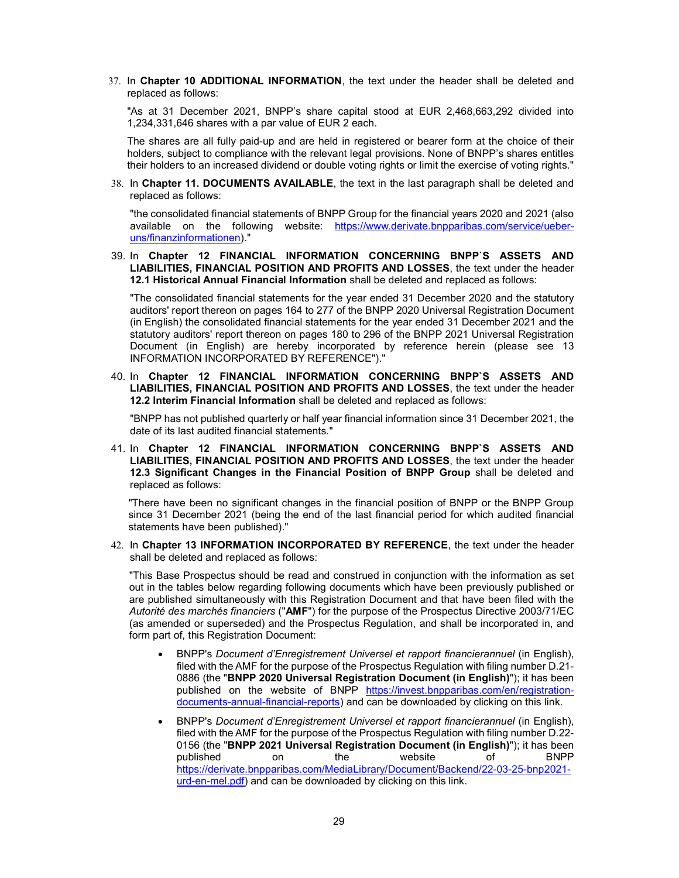37. In **Chapter 10 ADDITIONAL INFORMATION**, the text under the header shall be deleted and replaced as follows:

   "As at 31 December 2021, BNPP's share capital stood at EUR 2,468,663,292 divided into 1,234,331,646 shares with a par value of EUR 2 each.

   The shares are all fully paid-up and are held in registered or bearer form at the choice of their holders, subject to compliance with the relevant legal provisions. None of BNPP's shares entitles their holders to an increased dividend or double voting rights or limit the exercise of voting rights."

38. In **Chapter 11. DOCUMENTS AVAILABLE**, the text in the last paragraph shall be deleted and replaced as follows:

   "the consolidated financial statements of BNPP Group for the financial years 2020 and 2021 (also available on the following website: https://www.derivate.bnpparibas.com/service/ueber-uns/finanzinformationen)."

39. In **Chapter 12 FINANCIAL INFORMATION CONCERNING BNPP`S ASSETS AND LIABILITIES, FINANCIAL POSITION AND PROFITS AND LOSSES**, the text under the header **12.1 Historical Annual Financial Information** shall be deleted and replaced as follows:

   "The consolidated financial statements for the year ended 31 December 2020 and the statutory auditors' report thereon on pages 164 to 277 of the BNPP 2020 Universal Registration Document (in English) the consolidated financial statements for the year ended 31 December 2021 and the statutory auditors' report thereon on pages 180 to 296 of the BNPP 2021 Universal Registration Document (in English) are hereby incorporated by reference herein (please see 13 INFORMATION INCORPORATED BY REFERENCE")."

40. In **Chapter 12 FINANCIAL INFORMATION CONCERNING BNPP`S ASSETS AND LIABILITIES, FINANCIAL POSITION AND PROFITS AND LOSSES**, the text under the header **12.2 Interim Financial Information** shall be deleted and replaced as follows:

   "BNPP has not published quarterly or half year financial information since 31 December 2021, the date of its last audited financial statements."

41. In **Chapter 12 FINANCIAL INFORMATION CONCERNING BNPP`S ASSETS AND LIABILITIES, FINANCIAL POSITION AND PROFITS AND LOSSES**, the text under the header **12.3 Significant Changes in the Financial Position of BNPP Group** shall be deleted and replaced as follows:

   "There have been no significant changes in the financial position of BNPP or the BNPP Group since 31 December 2021 (being the end of the last financial period for which audited financial statements have been published)."

42. In **Chapter 13 INFORMATION INCORPORATED BY REFERENCE**, the text under the header shall be deleted and replaced as follows:

   "This Base Prospectus should be read and construed in conjunction with the information as set out in the tables below regarding following documents which have been previously published or are published simultaneously with this Registration Document and that have been filed with the *Autorité des marchés financiers* ("**AMF**") for the purpose of the Prospectus Directive 2003/71/EC (as amended or superseded) and the Prospectus Regulation, and shall be incorporated in, and form part of, this Registration Document:

   - BNPP's *Document d'Enregistrement Universel et rapport financierannuel* (in English), filed with the AMF for the purpose of the Prospectus Regulation with filing number D.21-0886 (the "**BNPP 2020 Universal Registration Document (in English)**"); it has been published on the website of BNPP https://invest.bnpparibas.com/en/registration-documents-annual-financial-reports) and can be downloaded by clicking on this link.

   - BNPP's *Document d'Enregistrement Universel et rapport financierannuel* (in English), filed with the AMF for the purpose of the Prospectus Regulation with filing number D.22-0156 (the "**BNPP 2021 Universal Registration Document (in English)**"); it has been published on the website of BNPP https://derivate.bnpparibas.com/MediaLibrary/Document/Backend/22-03-25-bnp2021-urd-en-mel.pdf) and can be downloaded by clicking on this link.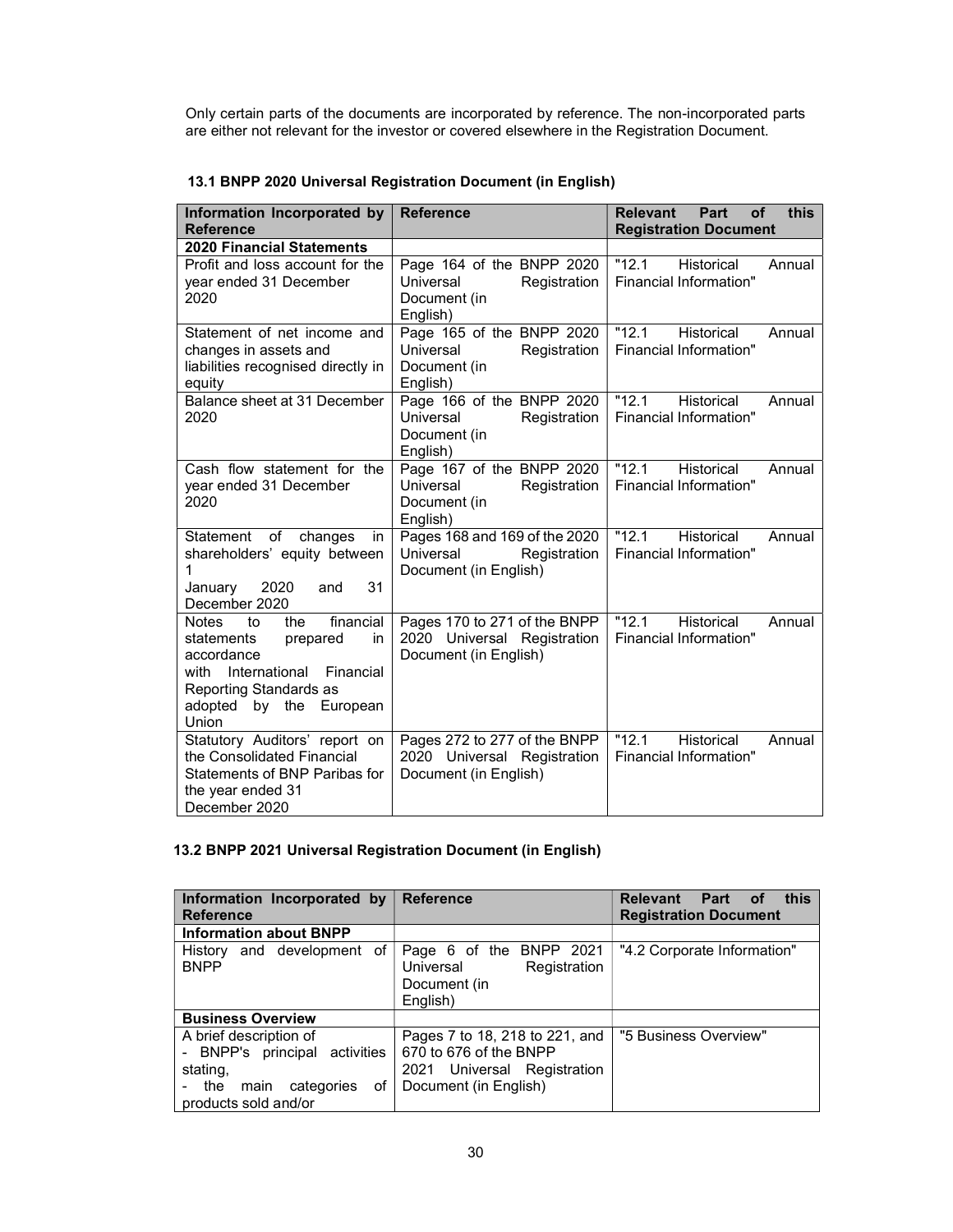Only certain parts of the documents are incorporated by reference. The non-incorporated parts are either not relevant for the investor or covered elsewhere in the Registration Document.

### 13.1 BNPP 2020 Universal Registration Document (in English)

| Information Incorporated by Reference | Reference | Relevant Part of this Registration Document |
|---|---|---|
| **2020 Financial Statements** | | |
| Profit and loss account for the year ended 31 December 2020 | Page 164 of the BNPP 2020 Universal Registration Document (in English) | "12.1 Historical Annual Financial Information" |
| Statement of net income and changes in assets and liabilities recognised directly in equity | Page 165 of the BNPP 2020 Universal Registration Document (in English) | "12.1 Historical Annual Financial Information" |
| Balance sheet at 31 December 2020 | Page 166 of the BNPP 2020 Universal Registration Document (in English) | "12.1 Historical Annual Financial Information" |
| Cash flow statement for the year ended 31 December 2020 | Page 167 of the BNPP 2020 Universal Registration Document (in English) | "12.1 Historical Annual Financial Information" |
| Statement of changes in shareholders' equity between 1 January 2020 and 31 December 2020 | Pages 168 and 169 of the 2020 Universal Registration Document (in English) | "12.1 Historical Annual Financial Information" |
| Notes to the financial statements prepared in accordance with International Financial Reporting Standards as adopted by the European Union | Pages 170 to 271 of the BNPP 2020 Universal Registration Document (in English) | "12.1 Historical Annual Financial Information" |
| Statutory Auditors' report on the Consolidated Financial Statements of BNP Paribas for the year ended 31 December 2020 | Pages 272 to 277 of the BNPP 2020 Universal Registration Document (in English) | "12.1 Historical Annual Financial Information" |

### 13.2 BNPP 2021 Universal Registration Document (in English)

| Information Incorporated by Reference | Reference | Relevant Part of this Registration Document |
|---|---|---|
| **Information about BNPP** | | |
| History and development of BNPP | Page 6 of the BNPP 2021 Universal Registration Document (in English) | "4.2 Corporate Information" |
| **Business Overview** | | |
| A brief description of<br>- BNPP's principal activities stating,<br>- the main categories of products sold and/or | Pages 7 to 18, 218 to 221, and 670 to 676 of the BNPP 2021 Universal Registration Document (in English) | "5 Business Overview" |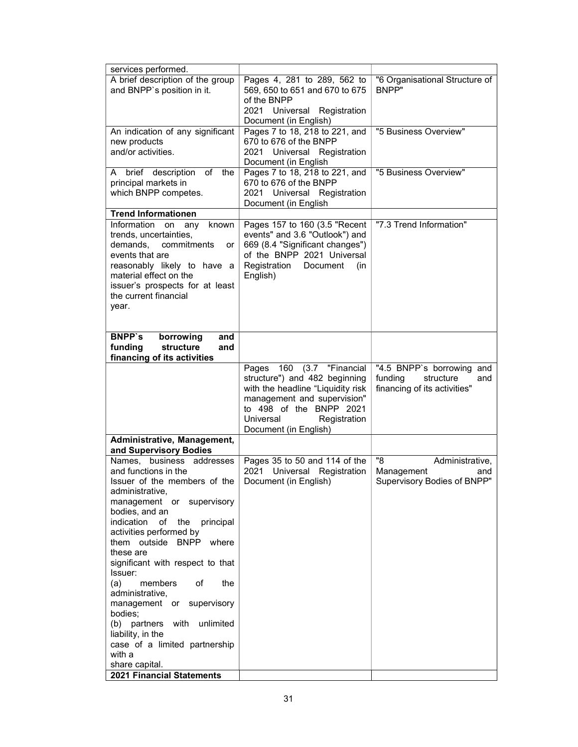| services performed. | | |
|---|---|---|
| A brief description of the group and BNPP`s position in it. | Pages 4, 281 to 289, 562 to 569, 650 to 651 and 670 to 675 of the BNPP 2021 Universal Registration Document (in English) | "6 Organisational Structure of BNPP" |
| An indication of any significant new products and/or activities. | Pages 7 to 18, 218 to 221, and 670 to 676 of the BNPP 2021 Universal Registration Document (in English | "5 Business Overview" |
| A brief description of the principal markets in which BNPP competes. | Pages 7 to 18, 218 to 221, and 670 to 676 of the BNPP 2021 Universal Registration Document (in English | "5 Business Overview" |
| **Trend Informationen** | | |
| Information on any known trends, uncertainties, demands, commitments or events that are reasonably likely to have a material effect on the issuer's prospects for at least the current financial year. | Pages 157 to 160 (3.5 "Recent events" and 3.6 "Outlook") and 669 (8.4 "Significant changes") of the BNPP 2021 Universal Registration Document (in English) | "7.3 Trend Information" |
| **BNPP`s borrowing and funding structure and financing of its activities** | | |
| | Pages 160 (3.7 "Financial structure") and 482 beginning with the headline "Liquidity risk management and supervision" to 498 of the BNPP 2021 Universal Registration Document (in English) | "4.5 BNPP`s borrowing and funding structure and financing of its activities" |
| **Administrative, Management, and Supervisory Bodies** | | |
| Names, business addresses and functions in the Issuer of the members of the administrative, management or supervisory bodies, and an indication of the principal activities performed by them outside BNPP where these are significant with respect to that Issuer: (a) members of the administrative, management or supervisory bodies; (b) partners with unlimited liability, in the case of a limited partnership with a share capital. | Pages 35 to 50 and 114 of the 2021 Universal Registration Document (in English) | "8 Administrative, Management and Supervisory Bodies of BNPP" |
| **2021 Financial Statements** | | |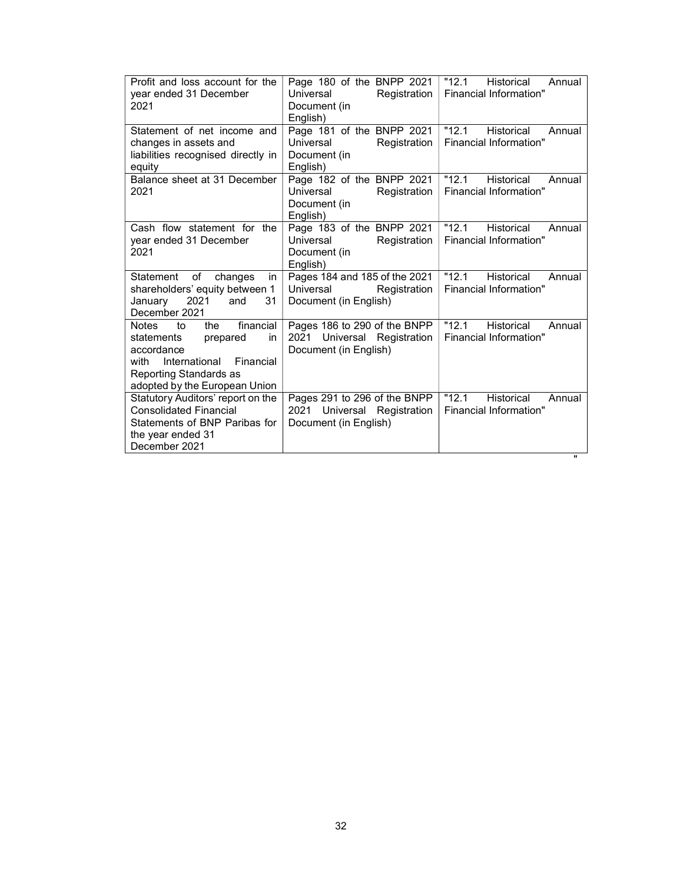| | | |
|---|---|---|
| Profit and loss account for the year ended 31 December 2021 | Page 180 of the BNPP 2021 Universal Registration Document (in English) | "12.1 Historical Annual Financial Information" |
| Statement of net income and changes in assets and liabilities recognised directly in equity | Page 181 of the BNPP 2021 Universal Registration Document (in English) | "12.1 Historical Annual Financial Information" |
| Balance sheet at 31 December 2021 | Page 182 of the BNPP 2021 Universal Registration Document (in English) | "12.1 Historical Annual Financial Information" |
| Cash flow statement for the year ended 31 December 2021 | Page 183 of the BNPP 2021 Universal Registration Document (in English) | "12.1 Historical Annual Financial Information" |
| Statement of changes in shareholders' equity between 1 January 2021 and 31 December 2021 | Pages 184 and 185 of the 2021 Universal Registration Document (in English) | "12.1 Historical Annual Financial Information" |
| Notes to the financial statements prepared in accordance with International Financial Reporting Standards as adopted by the European Union | Pages 186 to 290 of the BNPP 2021 Universal Registration Document (in English) | "12.1 Historical Annual Financial Information" |
| Statutory Auditors' report on the Consolidated Financial Statements of BNP Paribas for the year ended 31 December 2021 | Pages 291 to 296 of the BNPP 2021 Universal Registration Document (in English) | "12.1 Historical Annual Financial Information" |

"